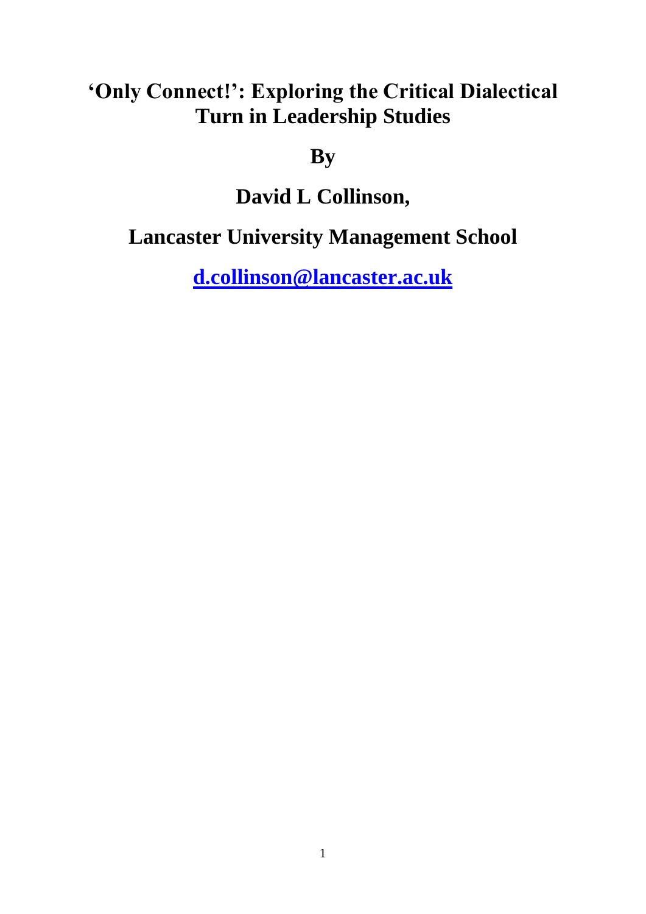# 'Only Connect!': Exploring the Critical Dialectical Turn in Leadership Studies

**By**

**David L Collinson,**

**Lancaster University Management School**

**d.collinson@lancaster.ac.uk**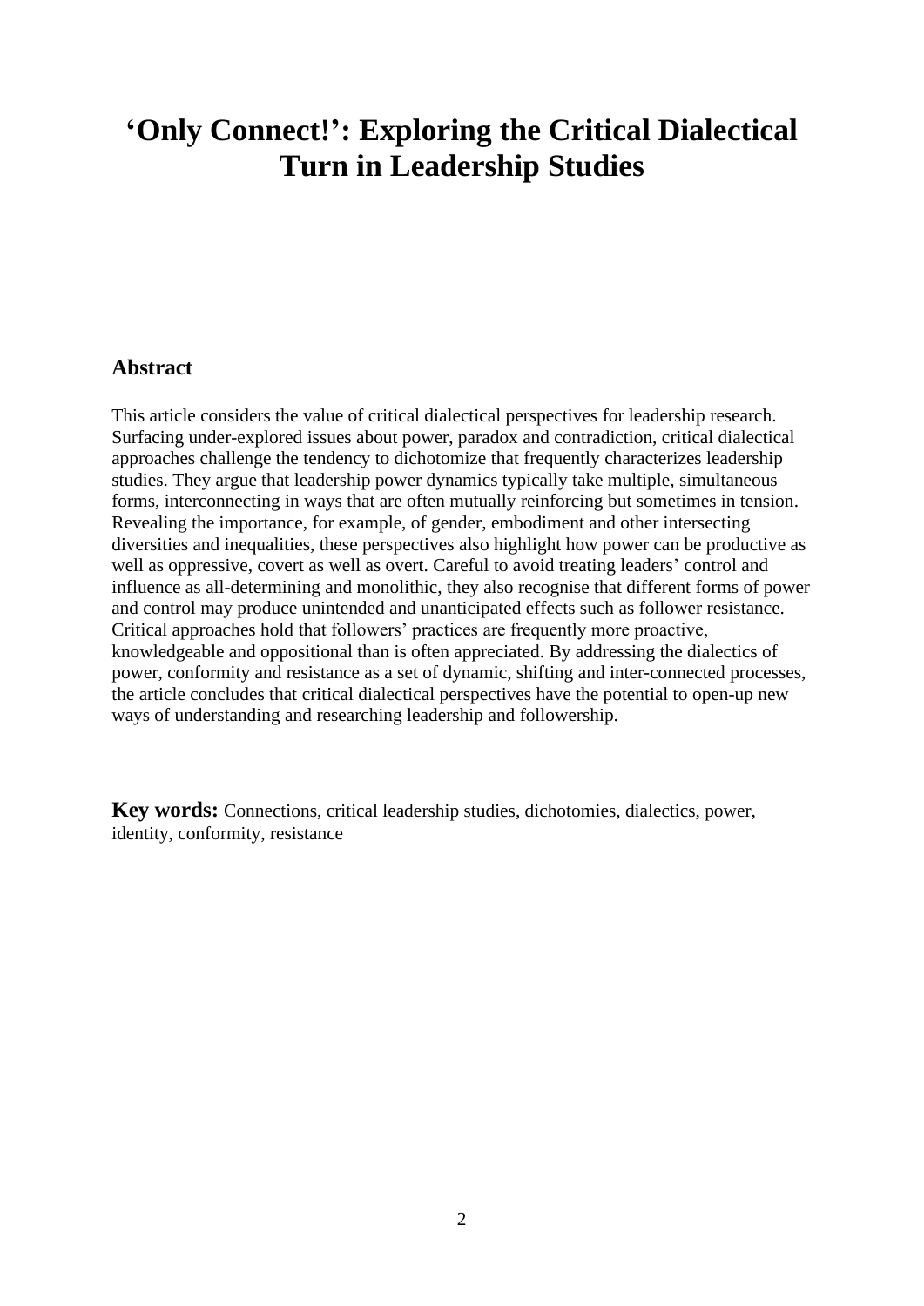# 'Only Connect!': Exploring the Critical Dialectical Turn in Leadership Studies

## Abstract

This article considers the value of critical dialectical perspectives for leadership research. Surfacing under-explored issues about power, paradox and contradiction, critical dialectical approaches challenge the tendency to dichotomize that frequently characterizes leadership studies. They argue that leadership power dynamics typically take multiple, simultaneous forms, interconnecting in ways that are often mutually reinforcing but sometimes in tension. Revealing the importance, for example, of gender, embodiment and other intersecting diversities and inequalities, these perspectives also highlight how power can be productive as well as oppressive, covert as well as overt. Careful to avoid treating leaders' control and influence as all-determining and monolithic, they also recognise that different forms of power and control may produce unintended and unanticipated effects such as follower resistance. Critical approaches hold that followers' practices are frequently more proactive, knowledgeable and oppositional than is often appreciated. By addressing the dialectics of power, conformity and resistance as a set of dynamic, shifting and inter-connected processes, the article concludes that critical dialectical perspectives have the potential to open-up new ways of understanding and researching leadership and followership.

**Key words:** Connections, critical leadership studies, dichotomies, dialectics, power, identity, conformity, resistance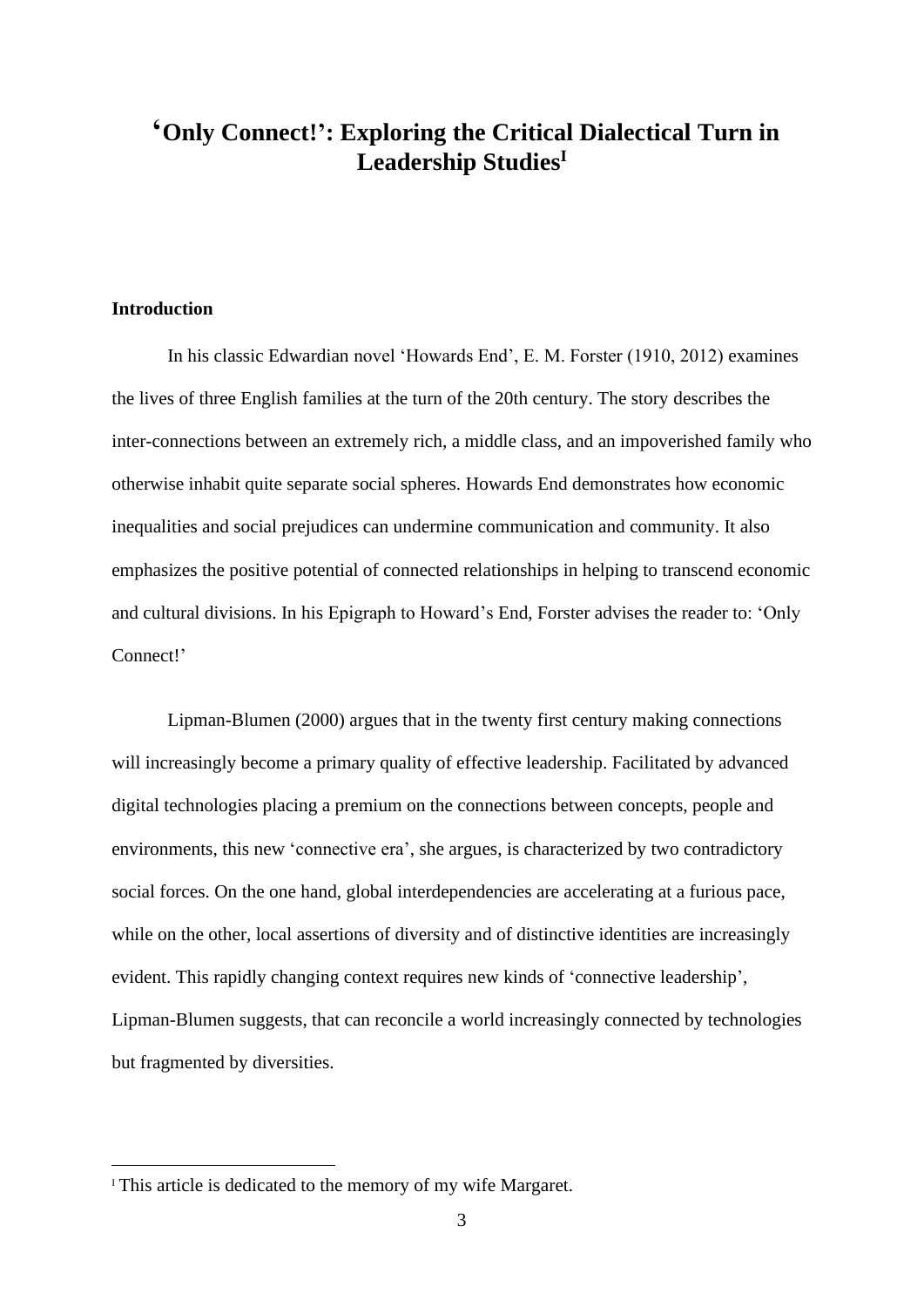# 'Only Connect!': Exploring the Critical Dialectical Turn in Leadership Studies[I]

## Introduction

In his classic Edwardian novel 'Howards End', E. M. Forster (1910, 2012) examines the lives of three English families at the turn of the 20th century. The story describes the inter-connections between an extremely rich, a middle class, and an impoverished family who otherwise inhabit quite separate social spheres. Howards End demonstrates how economic inequalities and social prejudices can undermine communication and community. It also emphasizes the positive potential of connected relationships in helping to transcend economic and cultural divisions. In his Epigraph to Howard's End, Forster advises the reader to: 'Only Connect!'

Lipman-Blumen (2000) argues that in the twenty first century making connections will increasingly become a primary quality of effective leadership. Facilitated by advanced digital technologies placing a premium on the connections between concepts, people and environments, this new 'connective era', she argues, is characterized by two contradictory social forces. On the one hand, global interdependencies are accelerating at a furious pace, while on the other, local assertions of diversity and of distinctive identities are increasingly evident. This rapidly changing context requires new kinds of 'connective leadership', Lipman-Blumen suggests, that can reconcile a world increasingly connected by technologies but fragmented by diversities.

[I] This article is dedicated to the memory of my wife Margaret.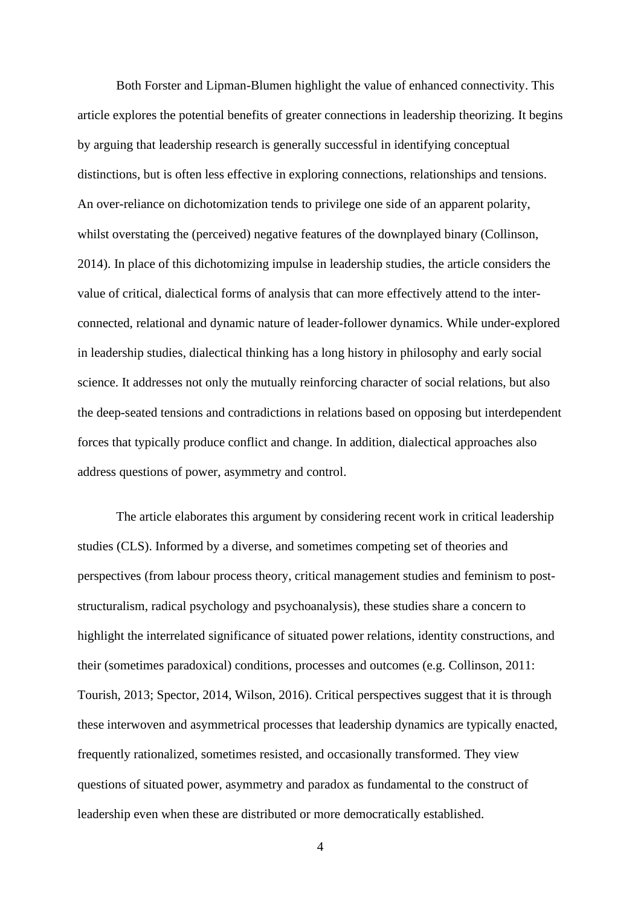Both Forster and Lipman-Blumen highlight the value of enhanced connectivity. This article explores the potential benefits of greater connections in leadership theorizing. It begins by arguing that leadership research is generally successful in identifying conceptual distinctions, but is often less effective in exploring connections, relationships and tensions. An over-reliance on dichotomization tends to privilege one side of an apparent polarity, whilst overstating the (perceived) negative features of the downplayed binary (Collinson, 2014). In place of this dichotomizing impulse in leadership studies, the article considers the value of critical, dialectical forms of analysis that can more effectively attend to the inter-connected, relational and dynamic nature of leader-follower dynamics. While under-explored in leadership studies, dialectical thinking has a long history in philosophy and early social science. It addresses not only the mutually reinforcing character of social relations, but also the deep-seated tensions and contradictions in relations based on opposing but interdependent forces that typically produce conflict and change. In addition, dialectical approaches also address questions of power, asymmetry and control.

The article elaborates this argument by considering recent work in critical leadership studies (CLS). Informed by a diverse, and sometimes competing set of theories and perspectives (from labour process theory, critical management studies and feminism to post-structuralism, radical psychology and psychoanalysis), these studies share a concern to highlight the interrelated significance of situated power relations, identity constructions, and their (sometimes paradoxical) conditions, processes and outcomes (e.g. Collinson, 2011: Tourish, 2013; Spector, 2014, Wilson, 2016). Critical perspectives suggest that it is through these interwoven and asymmetrical processes that leadership dynamics are typically enacted, frequently rationalized, sometimes resisted, and occasionally transformed. They view questions of situated power, asymmetry and paradox as fundamental to the construct of leadership even when these are distributed or more democratically established.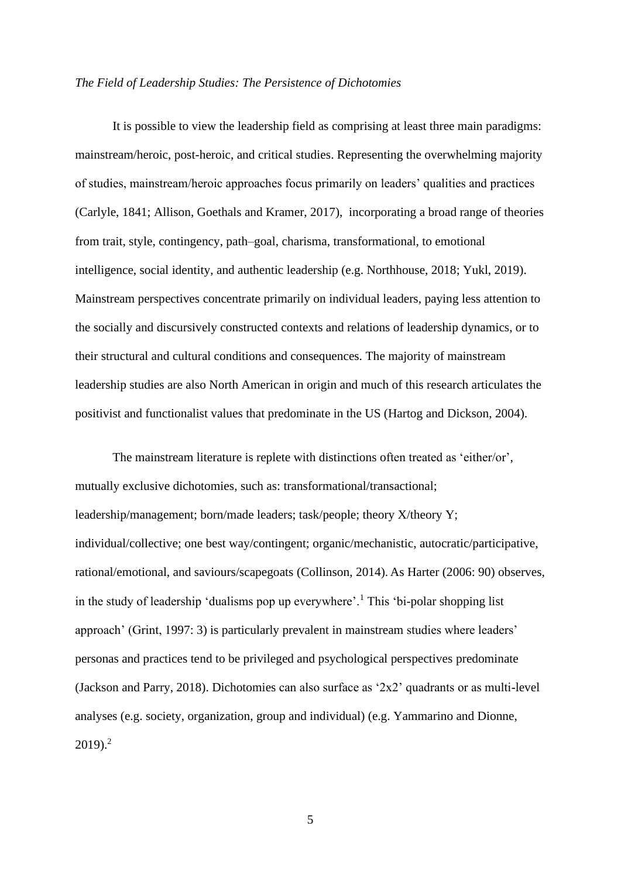*The Field of Leadership Studies: The Persistence of Dichotomies*

It is possible to view the leadership field as comprising at least three main paradigms: mainstream/heroic, post-heroic, and critical studies. Representing the overwhelming majority of studies, mainstream/heroic approaches focus primarily on leaders' qualities and practices (Carlyle, 1841; Allison, Goethals and Kramer, 2017), incorporating a broad range of theories from trait, style, contingency, path–goal, charisma, transformational, to emotional intelligence, social identity, and authentic leadership (e.g. Northhouse, 2018; Yukl, 2019). Mainstream perspectives concentrate primarily on individual leaders, paying less attention to the socially and discursively constructed contexts and relations of leadership dynamics, or to their structural and cultural conditions and consequences. The majority of mainstream leadership studies are also North American in origin and much of this research articulates the positivist and functionalist values that predominate in the US (Hartog and Dickson, 2004).

The mainstream literature is replete with distinctions often treated as 'either/or', mutually exclusive dichotomies, such as: transformational/transactional; leadership/management; born/made leaders; task/people; theory X/theory Y; individual/collective; one best way/contingent; organic/mechanistic, autocratic/participative, rational/emotional, and saviours/scapegoats (Collinson, 2014). As Harter (2006: 90) observes, in the study of leadership 'dualisms pop up everywhere'.[1] This 'bi-polar shopping list approach' (Grint, 1997: 3) is particularly prevalent in mainstream studies where leaders' personas and practices tend to be privileged and psychological perspectives predominate (Jackson and Parry, 2018). Dichotomies can also surface as '2x2' quadrants or as multi-level analyses (e.g. society, organization, group and individual) (e.g. Yammarino and Dionne, 2019).[2]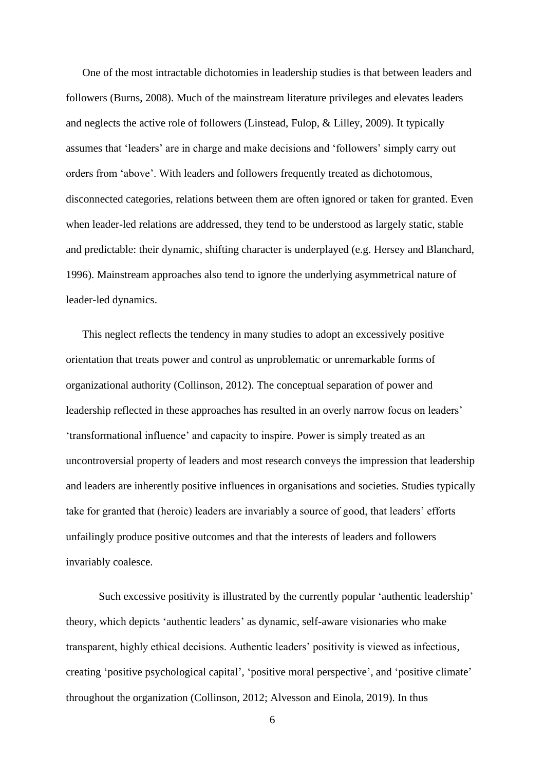One of the most intractable dichotomies in leadership studies is that between leaders and followers (Burns, 2008). Much of the mainstream literature privileges and elevates leaders and neglects the active role of followers (Linstead, Fulop, & Lilley, 2009). It typically assumes that 'leaders' are in charge and make decisions and 'followers' simply carry out orders from 'above'. With leaders and followers frequently treated as dichotomous, disconnected categories, relations between them are often ignored or taken for granted. Even when leader-led relations are addressed, they tend to be understood as largely static, stable and predictable: their dynamic, shifting character is underplayed (e.g. Hersey and Blanchard, 1996). Mainstream approaches also tend to ignore the underlying asymmetrical nature of leader-led dynamics.

This neglect reflects the tendency in many studies to adopt an excessively positive orientation that treats power and control as unproblematic or unremarkable forms of organizational authority (Collinson, 2012). The conceptual separation of power and leadership reflected in these approaches has resulted in an overly narrow focus on leaders' 'transformational influence' and capacity to inspire. Power is simply treated as an uncontroversial property of leaders and most research conveys the impression that leadership and leaders are inherently positive influences in organisations and societies. Studies typically take for granted that (heroic) leaders are invariably a source of good, that leaders' efforts unfailingly produce positive outcomes and that the interests of leaders and followers invariably coalesce.

Such excessive positivity is illustrated by the currently popular 'authentic leadership' theory, which depicts 'authentic leaders' as dynamic, self-aware visionaries who make transparent, highly ethical decisions. Authentic leaders' positivity is viewed as infectious, creating 'positive psychological capital', 'positive moral perspective', and 'positive climate' throughout the organization (Collinson, 2012; Alvesson and Einola, 2019). In thus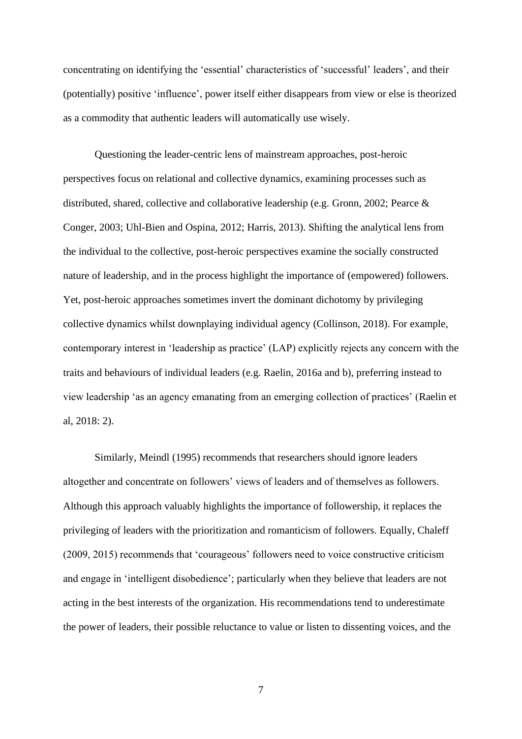concentrating on identifying the 'essential' characteristics of 'successful' leaders', and their (potentially) positive 'influence', power itself either disappears from view or else is theorized as a commodity that authentic leaders will automatically use wisely.

Questioning the leader-centric lens of mainstream approaches, post-heroic perspectives focus on relational and collective dynamics, examining processes such as distributed, shared, collective and collaborative leadership (e.g. Gronn, 2002; Pearce & Conger, 2003; Uhl-Bien and Ospina, 2012; Harris, 2013). Shifting the analytical lens from the individual to the collective, post-heroic perspectives examine the socially constructed nature of leadership, and in the process highlight the importance of (empowered) followers. Yet, post-heroic approaches sometimes invert the dominant dichotomy by privileging collective dynamics whilst downplaying individual agency (Collinson, 2018). For example, contemporary interest in 'leadership as practice' (LAP) explicitly rejects any concern with the traits and behaviours of individual leaders (e.g. Raelin, 2016a and b), preferring instead to view leadership 'as an agency emanating from an emerging collection of practices' (Raelin et al, 2018: 2).

Similarly, Meindl (1995) recommends that researchers should ignore leaders altogether and concentrate on followers' views of leaders and of themselves as followers. Although this approach valuably highlights the importance of followership, it replaces the privileging of leaders with the prioritization and romanticism of followers. Equally, Chaleff (2009, 2015) recommends that 'courageous' followers need to voice constructive criticism and engage in 'intelligent disobedience'; particularly when they believe that leaders are not acting in the best interests of the organization. His recommendations tend to underestimate the power of leaders, their possible reluctance to value or listen to dissenting voices, and the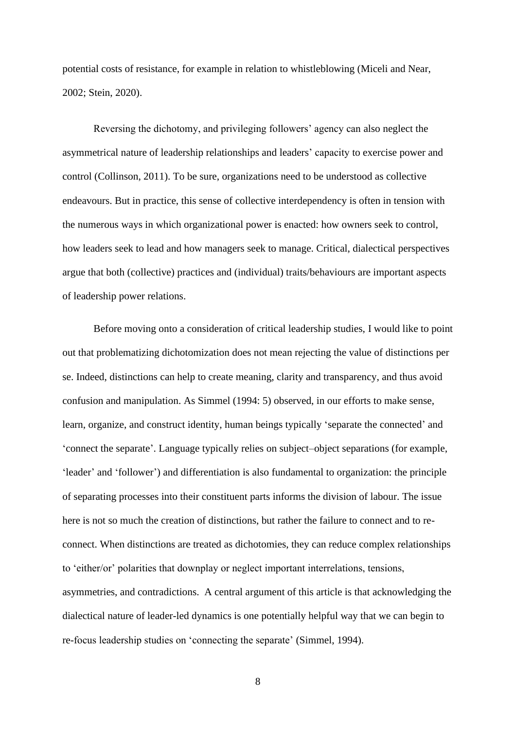potential costs of resistance, for example in relation to whistleblowing (Miceli and Near, 2002; Stein, 2020).

Reversing the dichotomy, and privileging followers' agency can also neglect the asymmetrical nature of leadership relationships and leaders' capacity to exercise power and control (Collinson, 2011). To be sure, organizations need to be understood as collective endeavours. But in practice, this sense of collective interdependency is often in tension with the numerous ways in which organizational power is enacted: how owners seek to control, how leaders seek to lead and how managers seek to manage. Critical, dialectical perspectives argue that both (collective) practices and (individual) traits/behaviours are important aspects of leadership power relations.

Before moving onto a consideration of critical leadership studies, I would like to point out that problematizing dichotomization does not mean rejecting the value of distinctions per se. Indeed, distinctions can help to create meaning, clarity and transparency, and thus avoid confusion and manipulation. As Simmel (1994: 5) observed, in our efforts to make sense, learn, organize, and construct identity, human beings typically 'separate the connected' and 'connect the separate'. Language typically relies on subject–object separations (for example, 'leader' and 'follower') and differentiation is also fundamental to organization: the principle of separating processes into their constituent parts informs the division of labour. The issue here is not so much the creation of distinctions, but rather the failure to connect and to re-connect. When distinctions are treated as dichotomies, they can reduce complex relationships to 'either/or' polarities that downplay or neglect important interrelations, tensions, asymmetries, and contradictions. A central argument of this article is that acknowledging the dialectical nature of leader-led dynamics is one potentially helpful way that we can begin to re-focus leadership studies on 'connecting the separate' (Simmel, 1994).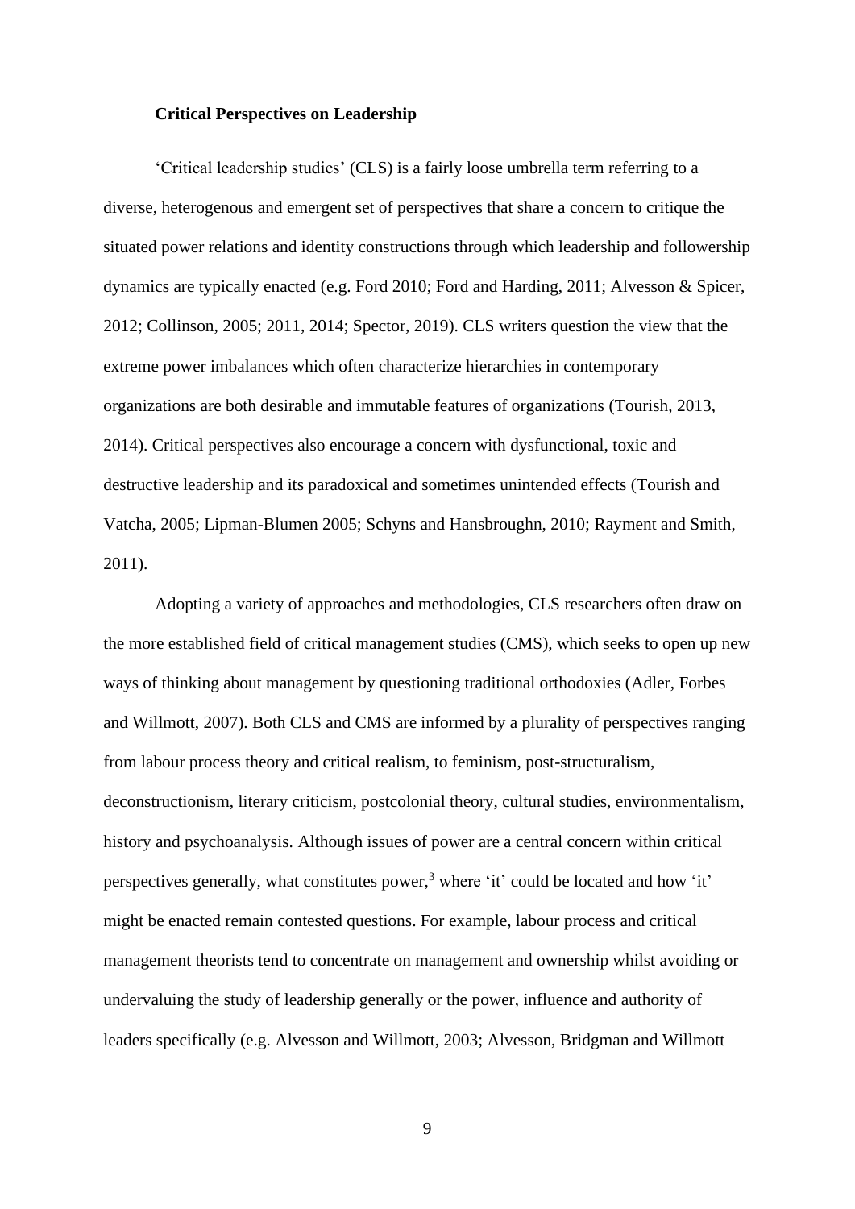**Critical Perspectives on Leadership**

'Critical leadership studies' (CLS) is a fairly loose umbrella term referring to a diverse, heterogenous and emergent set of perspectives that share a concern to critique the situated power relations and identity constructions through which leadership and followership dynamics are typically enacted (e.g. Ford 2010; Ford and Harding, 2011; Alvesson & Spicer, 2012; Collinson, 2005; 2011, 2014; Spector, 2019). CLS writers question the view that the extreme power imbalances which often characterize hierarchies in contemporary organizations are both desirable and immutable features of organizations (Tourish, 2013, 2014). Critical perspectives also encourage a concern with dysfunctional, toxic and destructive leadership and its paradoxical and sometimes unintended effects (Tourish and Vatcha, 2005; Lipman-Blumen 2005; Schyns and Hansbroughn, 2010; Rayment and Smith, 2011).

Adopting a variety of approaches and methodologies, CLS researchers often draw on the more established field of critical management studies (CMS), which seeks to open up new ways of thinking about management by questioning traditional orthodoxies (Adler, Forbes and Willmott, 2007). Both CLS and CMS are informed by a plurality of perspectives ranging from labour process theory and critical realism, to feminism, post-structuralism, deconstructionism, literary criticism, postcolonial theory, cultural studies, environmentalism, history and psychoanalysis. Although issues of power are a central concern within critical perspectives generally, what constitutes power,[3] where 'it' could be located and how 'it' might be enacted remain contested questions. For example, labour process and critical management theorists tend to concentrate on management and ownership whilst avoiding or undervaluing the study of leadership generally or the power, influence and authority of leaders specifically (e.g. Alvesson and Willmott, 2003; Alvesson, Bridgman and Willmott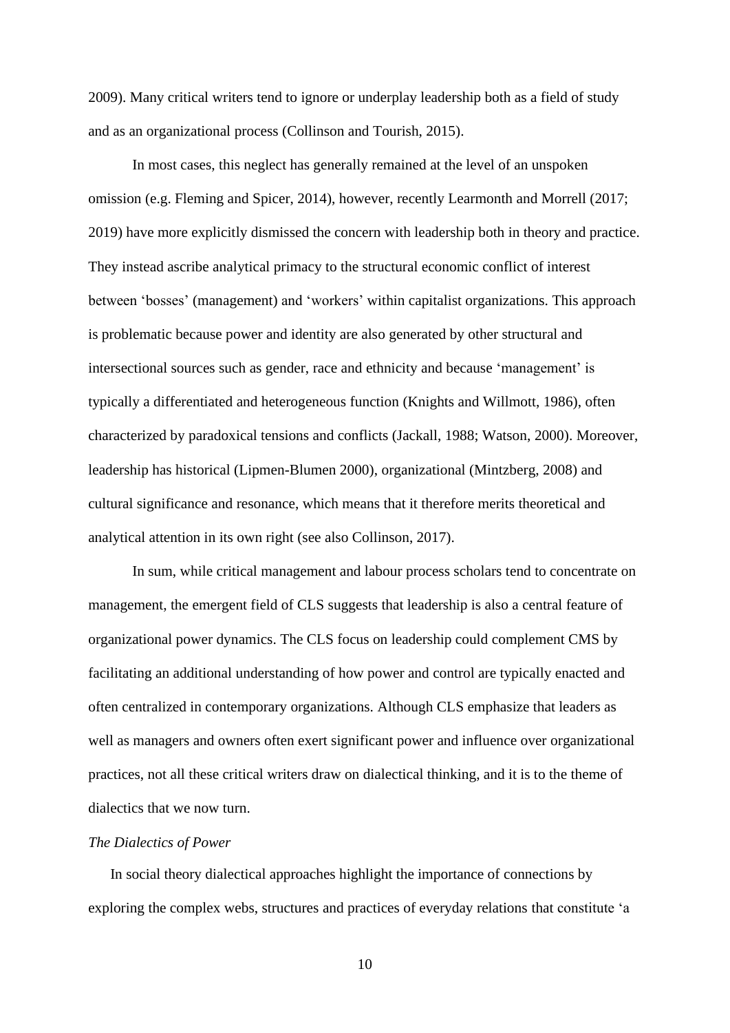2009). Many critical writers tend to ignore or underplay leadership both as a field of study and as an organizational process (Collinson and Tourish, 2015).

In most cases, this neglect has generally remained at the level of an unspoken omission (e.g. Fleming and Spicer, 2014), however, recently Learmonth and Morrell (2017; 2019) have more explicitly dismissed the concern with leadership both in theory and practice. They instead ascribe analytical primacy to the structural economic conflict of interest between 'bosses' (management) and 'workers' within capitalist organizations. This approach is problematic because power and identity are also generated by other structural and intersectional sources such as gender, race and ethnicity and because 'management' is typically a differentiated and heterogeneous function (Knights and Willmott, 1986), often characterized by paradoxical tensions and conflicts (Jackall, 1988; Watson, 2000). Moreover, leadership has historical (Lipmen-Blumen 2000), organizational (Mintzberg, 2008) and cultural significance and resonance, which means that it therefore merits theoretical and analytical attention in its own right (see also Collinson, 2017).

In sum, while critical management and labour process scholars tend to concentrate on management, the emergent field of CLS suggests that leadership is also a central feature of organizational power dynamics. The CLS focus on leadership could complement CMS by facilitating an additional understanding of how power and control are typically enacted and often centralized in contemporary organizations. Although CLS emphasize that leaders as well as managers and owners often exert significant power and influence over organizational practices, not all these critical writers draw on dialectical thinking, and it is to the theme of dialectics that we now turn.

*The Dialectics of Power*

In social theory dialectical approaches highlight the importance of connections by exploring the complex webs, structures and practices of everyday relations that constitute 'a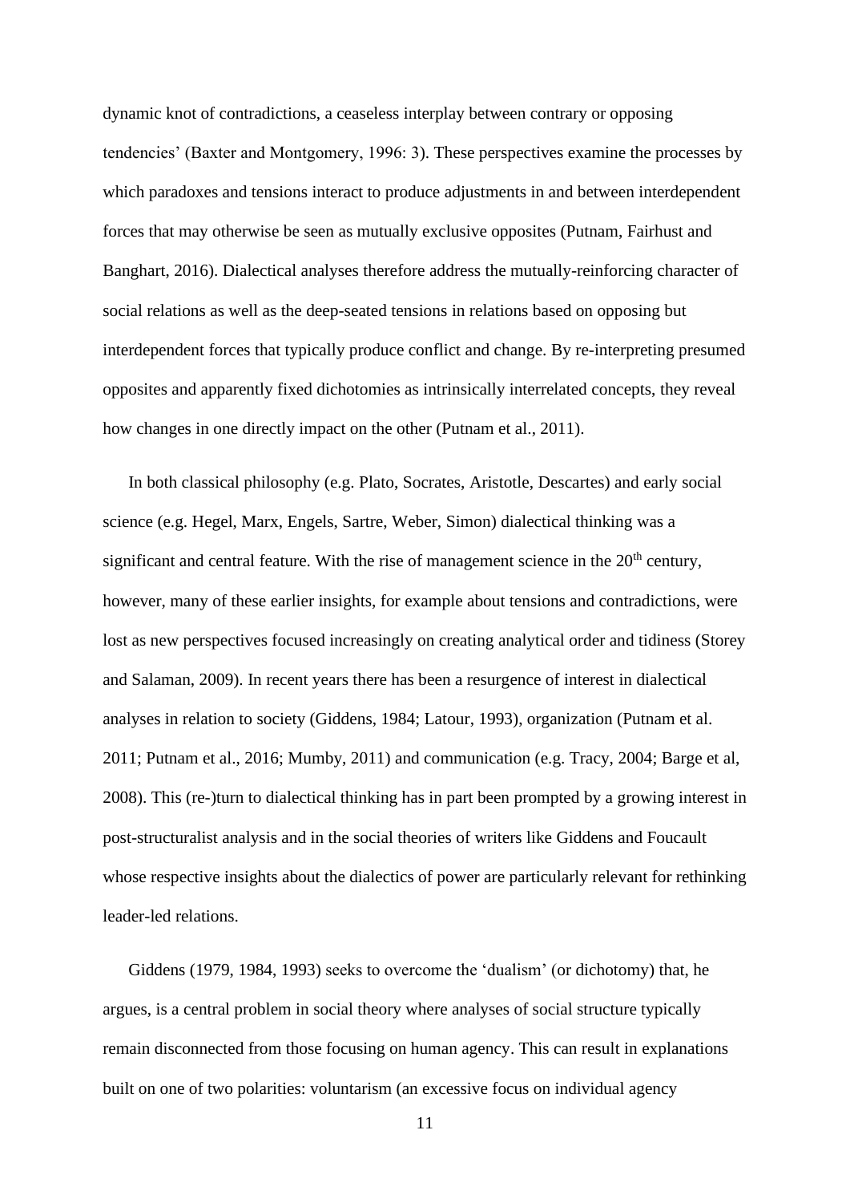dynamic knot of contradictions, a ceaseless interplay between contrary or opposing tendencies' (Baxter and Montgomery, 1996: 3). These perspectives examine the processes by which paradoxes and tensions interact to produce adjustments in and between interdependent forces that may otherwise be seen as mutually exclusive opposites (Putnam, Fairhust and Banghart, 2016). Dialectical analyses therefore address the mutually-reinforcing character of social relations as well as the deep-seated tensions in relations based on opposing but interdependent forces that typically produce conflict and change. By re-interpreting presumed opposites and apparently fixed dichotomies as intrinsically interrelated concepts, they reveal how changes in one directly impact on the other (Putnam et al., 2011).

In both classical philosophy (e.g. Plato, Socrates, Aristotle, Descartes) and early social science (e.g. Hegel, Marx, Engels, Sartre, Weber, Simon) dialectical thinking was a significant and central feature. With the rise of management science in the 20th century, however, many of these earlier insights, for example about tensions and contradictions, were lost as new perspectives focused increasingly on creating analytical order and tidiness (Storey and Salaman, 2009). In recent years there has been a resurgence of interest in dialectical analyses in relation to society (Giddens, 1984; Latour, 1993), organization (Putnam et al. 2011; Putnam et al., 2016; Mumby, 2011) and communication (e.g. Tracy, 2004; Barge et al, 2008). This (re-)turn to dialectical thinking has in part been prompted by a growing interest in post-structuralist analysis and in the social theories of writers like Giddens and Foucault whose respective insights about the dialectics of power are particularly relevant for rethinking leader-led relations.

Giddens (1979, 1984, 1993) seeks to overcome the 'dualism' (or dichotomy) that, he argues, is a central problem in social theory where analyses of social structure typically remain disconnected from those focusing on human agency. This can result in explanations built on one of two polarities: voluntarism (an excessive focus on individual agency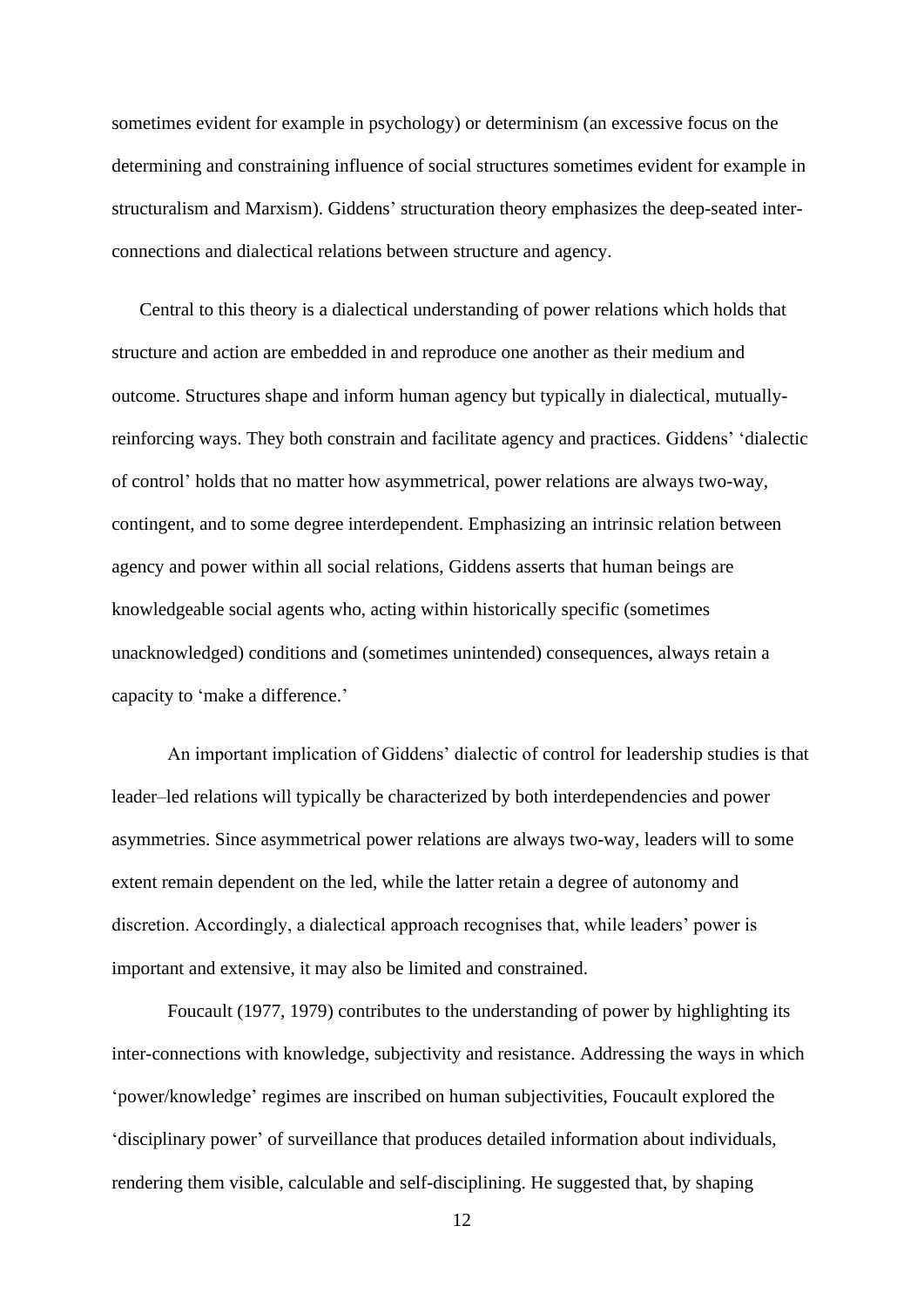sometimes evident for example in psychology) or determinism (an excessive focus on the determining and constraining influence of social structures sometimes evident for example in structuralism and Marxism). Giddens' structuration theory emphasizes the deep-seated inter-connections and dialectical relations between structure and agency.

Central to this theory is a dialectical understanding of power relations which holds that structure and action are embedded in and reproduce one another as their medium and outcome. Structures shape and inform human agency but typically in dialectical, mutually-reinforcing ways. They both constrain and facilitate agency and practices. Giddens' 'dialectic of control' holds that no matter how asymmetrical, power relations are always two-way, contingent, and to some degree interdependent. Emphasizing an intrinsic relation between agency and power within all social relations, Giddens asserts that human beings are knowledgeable social agents who, acting within historically specific (sometimes unacknowledged) conditions and (sometimes unintended) consequences, always retain a capacity to 'make a difference.'

An important implication of Giddens' dialectic of control for leadership studies is that leader–led relations will typically be characterized by both interdependencies and power asymmetries. Since asymmetrical power relations are always two-way, leaders will to some extent remain dependent on the led, while the latter retain a degree of autonomy and discretion. Accordingly, a dialectical approach recognises that, while leaders' power is important and extensive, it may also be limited and constrained.

Foucault (1977, 1979) contributes to the understanding of power by highlighting its inter-connections with knowledge, subjectivity and resistance. Addressing the ways in which 'power/knowledge' regimes are inscribed on human subjectivities, Foucault explored the 'disciplinary power' of surveillance that produces detailed information about individuals, rendering them visible, calculable and self-disciplining. He suggested that, by shaping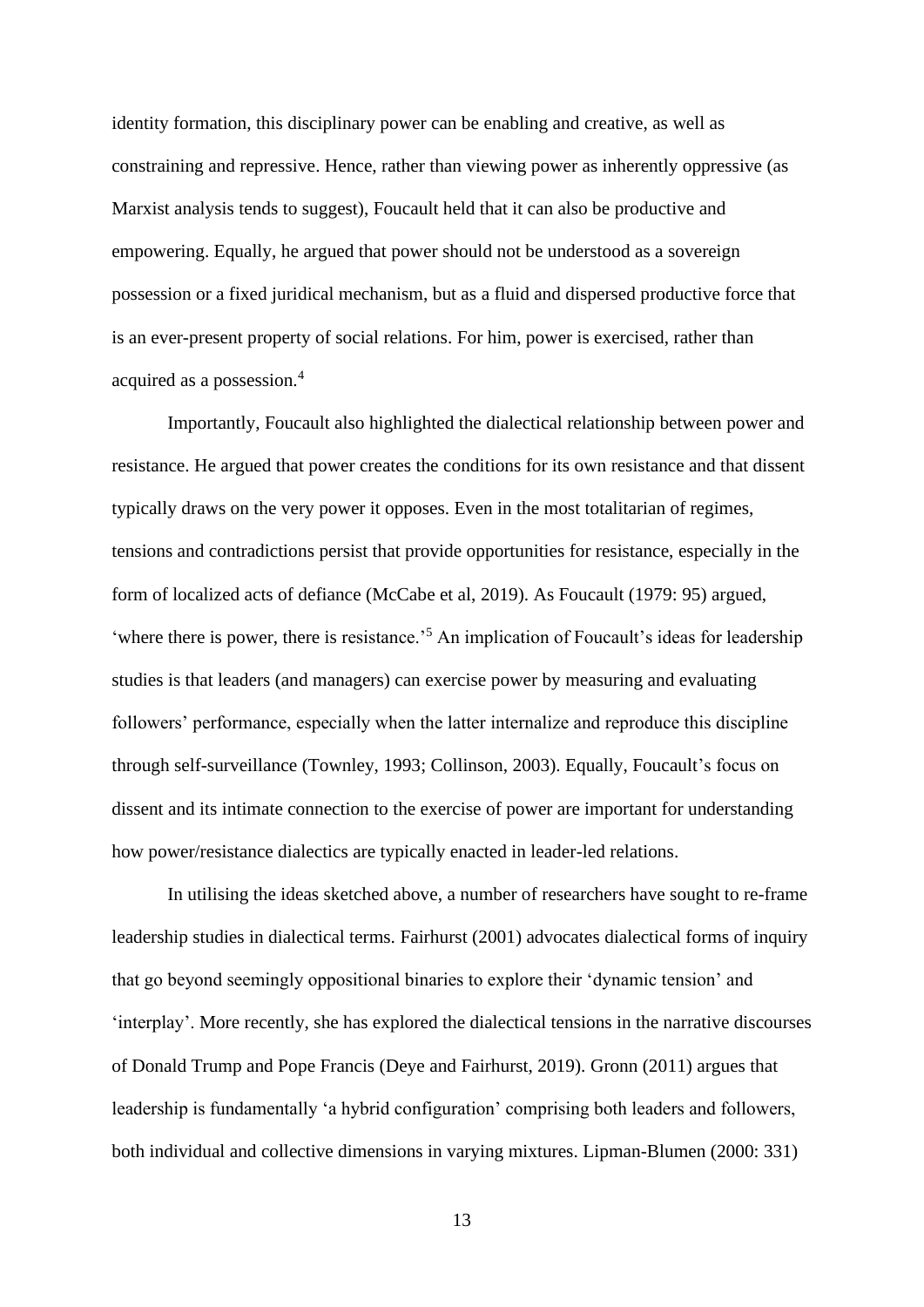identity formation, this disciplinary power can be enabling and creative, as well as constraining and repressive. Hence, rather than viewing power as inherently oppressive (as Marxist analysis tends to suggest), Foucault held that it can also be productive and empowering. Equally, he argued that power should not be understood as a sovereign possession or a fixed juridical mechanism, but as a fluid and dispersed productive force that is an ever-present property of social relations. For him, power is exercised, rather than acquired as a possession.[4]

Importantly, Foucault also highlighted the dialectical relationship between power and resistance. He argued that power creates the conditions for its own resistance and that dissent typically draws on the very power it opposes. Even in the most totalitarian of regimes, tensions and contradictions persist that provide opportunities for resistance, especially in the form of localized acts of defiance (McCabe et al, 2019). As Foucault (1979: 95) argued, 'where there is power, there is resistance.'[5] An implication of Foucault's ideas for leadership studies is that leaders (and managers) can exercise power by measuring and evaluating followers' performance, especially when the latter internalize and reproduce this discipline through self-surveillance (Townley, 1993; Collinson, 2003). Equally, Foucault's focus on dissent and its intimate connection to the exercise of power are important for understanding how power/resistance dialectics are typically enacted in leader-led relations.

In utilising the ideas sketched above, a number of researchers have sought to re-frame leadership studies in dialectical terms. Fairhurst (2001) advocates dialectical forms of inquiry that go beyond seemingly oppositional binaries to explore their 'dynamic tension' and 'interplay'. More recently, she has explored the dialectical tensions in the narrative discourses of Donald Trump and Pope Francis (Deye and Fairhurst, 2019). Gronn (2011) argues that leadership is fundamentally 'a hybrid configuration' comprising both leaders and followers, both individual and collective dimensions in varying mixtures. Lipman-Blumen (2000: 331)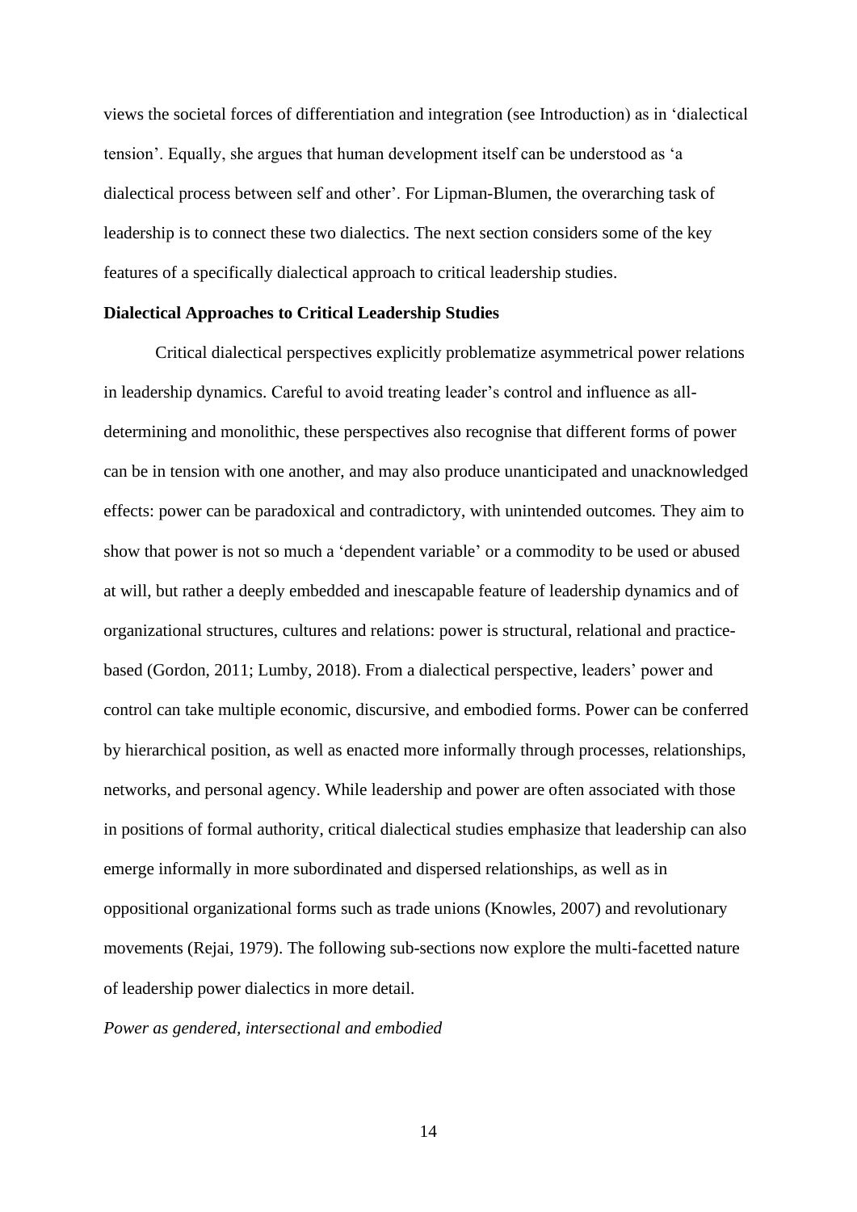views the societal forces of differentiation and integration (see Introduction) as in 'dialectical tension'. Equally, she argues that human development itself can be understood as 'a dialectical process between self and other'. For Lipman-Blumen, the overarching task of leadership is to connect these two dialectics. The next section considers some of the key features of a specifically dialectical approach to critical leadership studies.

**Dialectical Approaches to Critical Leadership Studies**

Critical dialectical perspectives explicitly problematize asymmetrical power relations in leadership dynamics. Careful to avoid treating leader's control and influence as all-determining and monolithic, these perspectives also recognise that different forms of power can be in tension with one another, and may also produce unanticipated and unacknowledged effects: power can be paradoxical and contradictory, with unintended outcomes. They aim to show that power is not so much a 'dependent variable' or a commodity to be used or abused at will, but rather a deeply embedded and inescapable feature of leadership dynamics and of organizational structures, cultures and relations: power is structural, relational and practice-based (Gordon, 2011; Lumby, 2018). From a dialectical perspective, leaders' power and control can take multiple economic, discursive, and embodied forms. Power can be conferred by hierarchical position, as well as enacted more informally through processes, relationships, networks, and personal agency. While leadership and power are often associated with those in positions of formal authority, critical dialectical studies emphasize that leadership can also emerge informally in more subordinated and dispersed relationships, as well as in oppositional organizational forms such as trade unions (Knowles, 2007) and revolutionary movements (Rejai, 1979). The following sub-sections now explore the multi-facetted nature of leadership power dialectics in more detail.

*Power as gendered, intersectional and embodied*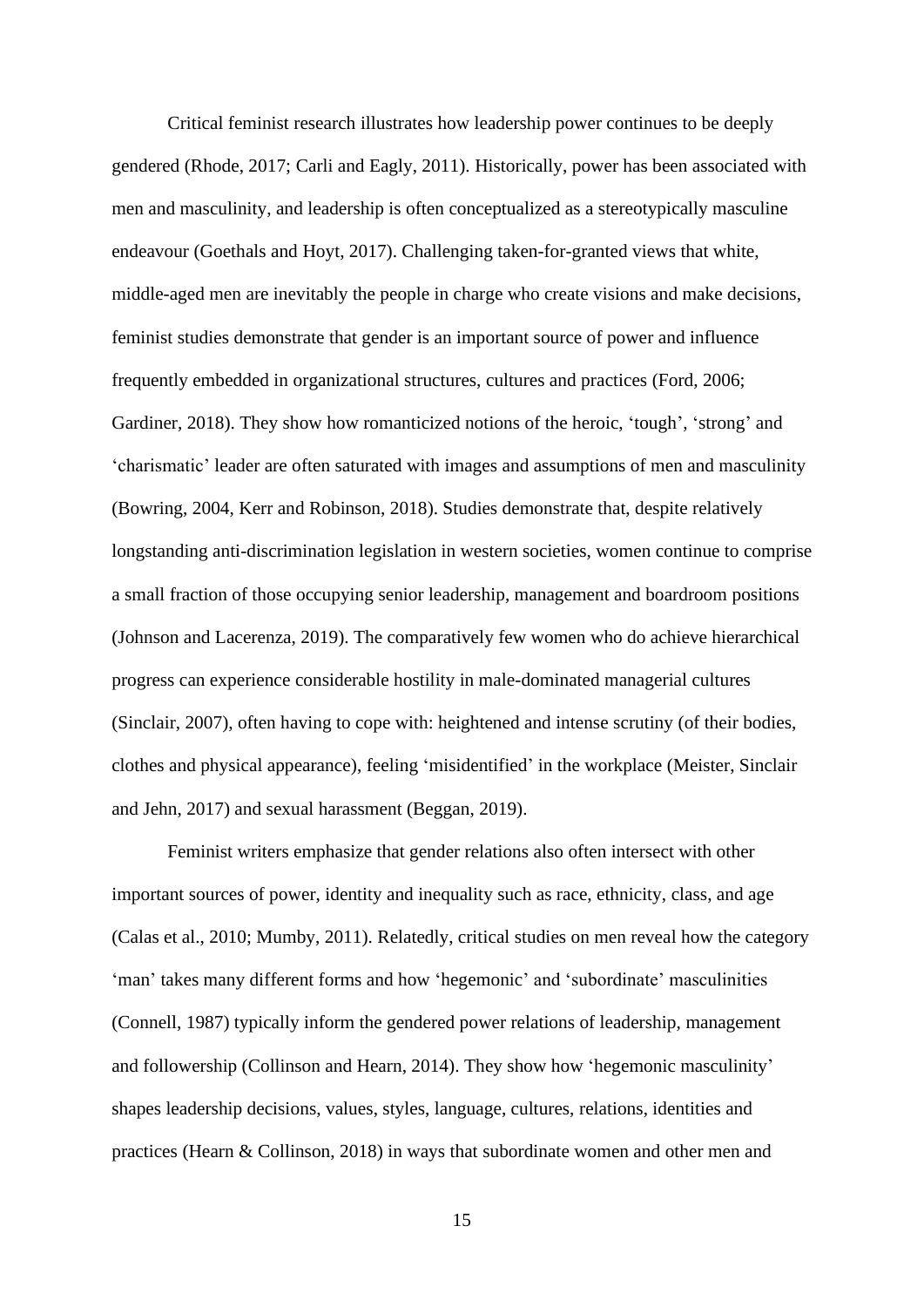Critical feminist research illustrates how leadership power continues to be deeply gendered (Rhode, 2017; Carli and Eagly, 2011). Historically, power has been associated with men and masculinity, and leadership is often conceptualized as a stereotypically masculine endeavour (Goethals and Hoyt, 2017). Challenging taken-for-granted views that white, middle-aged men are inevitably the people in charge who create visions and make decisions, feminist studies demonstrate that gender is an important source of power and influence frequently embedded in organizational structures, cultures and practices (Ford, 2006; Gardiner, 2018). They show how romanticized notions of the heroic, 'tough', 'strong' and 'charismatic' leader are often saturated with images and assumptions of men and masculinity (Bowring, 2004, Kerr and Robinson, 2018). Studies demonstrate that, despite relatively longstanding anti-discrimination legislation in western societies, women continue to comprise a small fraction of those occupying senior leadership, management and boardroom positions (Johnson and Lacerenza, 2019). The comparatively few women who do achieve hierarchical progress can experience considerable hostility in male-dominated managerial cultures (Sinclair, 2007), often having to cope with: heightened and intense scrutiny (of their bodies, clothes and physical appearance), feeling 'misidentified' in the workplace (Meister, Sinclair and Jehn, 2017) and sexual harassment (Beggan, 2019).

Feminist writers emphasize that gender relations also often intersect with other important sources of power, identity and inequality such as race, ethnicity, class, and age (Calas et al., 2010; Mumby, 2011). Relatedly, critical studies on men reveal how the category 'man' takes many different forms and how 'hegemonic' and 'subordinate' masculinities (Connell, 1987) typically inform the gendered power relations of leadership, management and followership (Collinson and Hearn, 2014). They show how 'hegemonic masculinity' shapes leadership decisions, values, styles, language, cultures, relations, identities and practices (Hearn & Collinson, 2018) in ways that subordinate women and other men and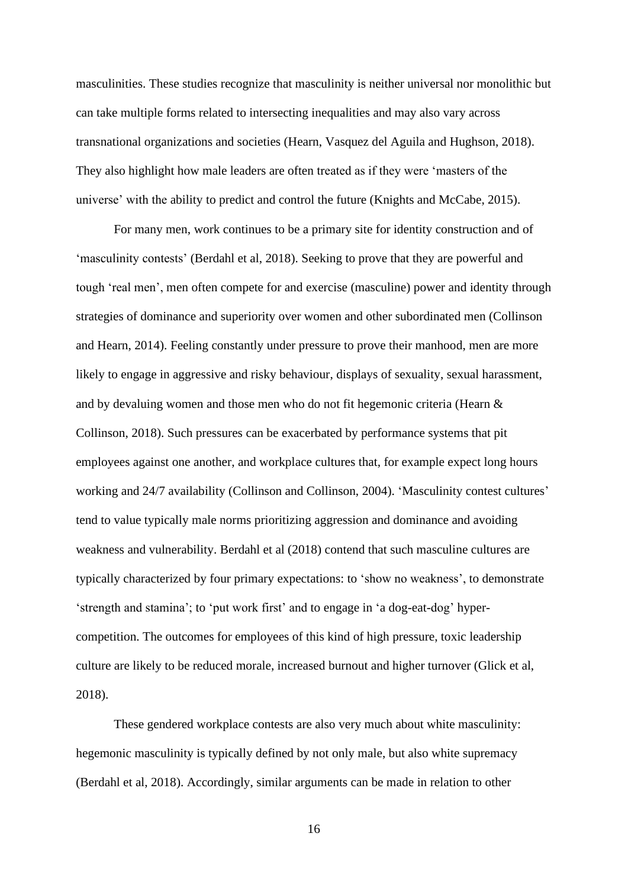masculinities. These studies recognize that masculinity is neither universal nor monolithic but can take multiple forms related to intersecting inequalities and may also vary across transnational organizations and societies (Hearn, Vasquez del Aguila and Hughson, 2018). They also highlight how male leaders are often treated as if they were 'masters of the universe' with the ability to predict and control the future (Knights and McCabe, 2015).

For many men, work continues to be a primary site for identity construction and of 'masculinity contests' (Berdahl et al, 2018). Seeking to prove that they are powerful and tough 'real men', men often compete for and exercise (masculine) power and identity through strategies of dominance and superiority over women and other subordinated men (Collinson and Hearn, 2014). Feeling constantly under pressure to prove their manhood, men are more likely to engage in aggressive and risky behaviour, displays of sexuality, sexual harassment, and by devaluing women and those men who do not fit hegemonic criteria (Hearn & Collinson, 2018). Such pressures can be exacerbated by performance systems that pit employees against one another, and workplace cultures that, for example expect long hours working and 24/7 availability (Collinson and Collinson, 2004). 'Masculinity contest cultures' tend to value typically male norms prioritizing aggression and dominance and avoiding weakness and vulnerability. Berdahl et al (2018) contend that such masculine cultures are typically characterized by four primary expectations: to 'show no weakness', to demonstrate 'strength and stamina'; to 'put work first' and to engage in 'a dog-eat-dog' hyper-competition. The outcomes for employees of this kind of high pressure, toxic leadership culture are likely to be reduced morale, increased burnout and higher turnover (Glick et al, 2018).

These gendered workplace contests are also very much about white masculinity: hegemonic masculinity is typically defined by not only male, but also white supremacy (Berdahl et al, 2018). Accordingly, similar arguments can be made in relation to other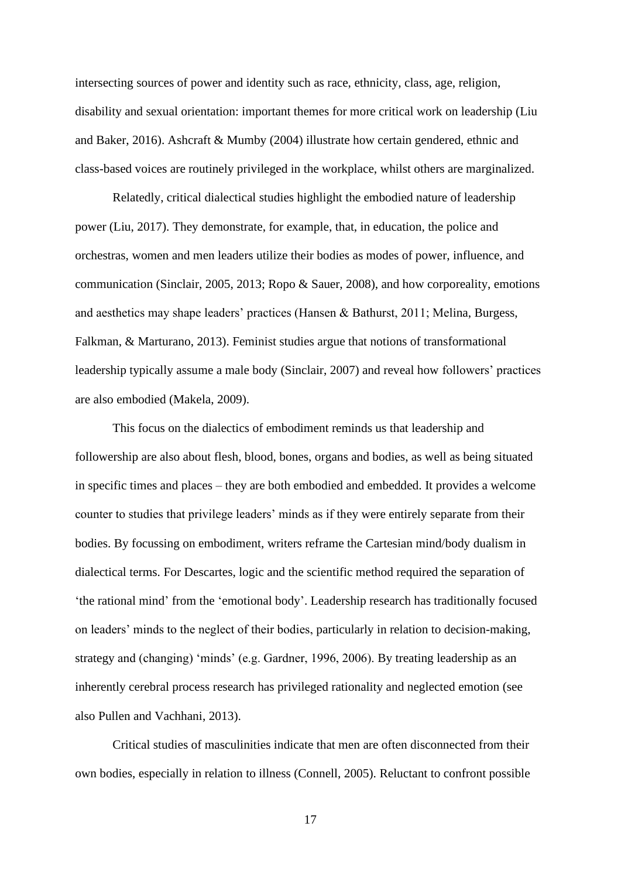intersecting sources of power and identity such as race, ethnicity, class, age, religion, disability and sexual orientation: important themes for more critical work on leadership (Liu and Baker, 2016). Ashcraft & Mumby (2004) illustrate how certain gendered, ethnic and class-based voices are routinely privileged in the workplace, whilst others are marginalized.

Relatedly, critical dialectical studies highlight the embodied nature of leadership power (Liu, 2017). They demonstrate, for example, that, in education, the police and orchestras, women and men leaders utilize their bodies as modes of power, influence, and communication (Sinclair, 2005, 2013; Ropo & Sauer, 2008), and how corporeality, emotions and aesthetics may shape leaders' practices (Hansen & Bathurst, 2011; Melina, Burgess, Falkman, & Marturano, 2013). Feminist studies argue that notions of transformational leadership typically assume a male body (Sinclair, 2007) and reveal how followers' practices are also embodied (Makela, 2009).

This focus on the dialectics of embodiment reminds us that leadership and followership are also about flesh, blood, bones, organs and bodies, as well as being situated in specific times and places – they are both embodied and embedded. It provides a welcome counter to studies that privilege leaders' minds as if they were entirely separate from their bodies. By focussing on embodiment, writers reframe the Cartesian mind/body dualism in dialectical terms. For Descartes, logic and the scientific method required the separation of 'the rational mind' from the 'emotional body'. Leadership research has traditionally focused on leaders' minds to the neglect of their bodies, particularly in relation to decision-making, strategy and (changing) 'minds' (e.g. Gardner, 1996, 2006). By treating leadership as an inherently cerebral process research has privileged rationality and neglected emotion (see also Pullen and Vachhani, 2013).

Critical studies of masculinities indicate that men are often disconnected from their own bodies, especially in relation to illness (Connell, 2005). Reluctant to confront possible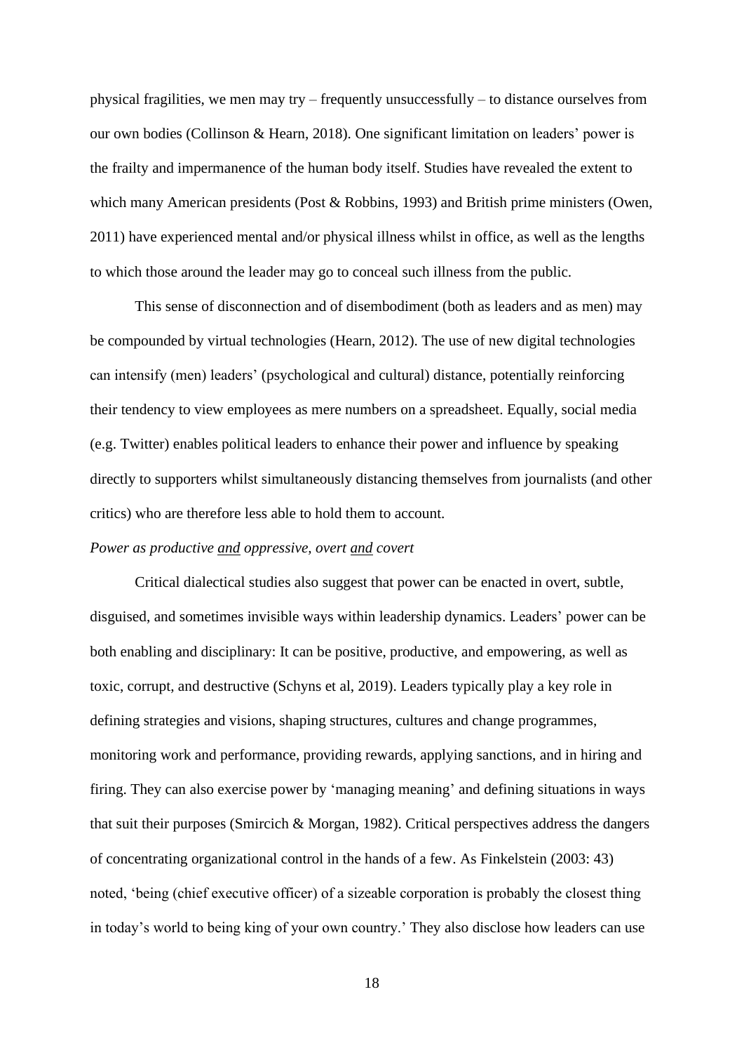physical fragilities, we men may try – frequently unsuccessfully – to distance ourselves from our own bodies (Collinson & Hearn, 2018). One significant limitation on leaders' power is the frailty and impermanence of the human body itself. Studies have revealed the extent to which many American presidents (Post & Robbins, 1993) and British prime ministers (Owen, 2011) have experienced mental and/or physical illness whilst in office, as well as the lengths to which those around the leader may go to conceal such illness from the public.

This sense of disconnection and of disembodiment (both as leaders and as men) may be compounded by virtual technologies (Hearn, 2012). The use of new digital technologies can intensify (men) leaders' (psychological and cultural) distance, potentially reinforcing their tendency to view employees as mere numbers on a spreadsheet. Equally, social media (e.g. Twitter) enables political leaders to enhance their power and influence by speaking directly to supporters whilst simultaneously distancing themselves from journalists (and other critics) who are therefore less able to hold them to account.

*Power as productive and oppressive, overt and covert*

Critical dialectical studies also suggest that power can be enacted in overt, subtle, disguised, and sometimes invisible ways within leadership dynamics. Leaders' power can be both enabling and disciplinary: It can be positive, productive, and empowering, as well as toxic, corrupt, and destructive (Schyns et al, 2019). Leaders typically play a key role in defining strategies and visions, shaping structures, cultures and change programmes, monitoring work and performance, providing rewards, applying sanctions, and in hiring and firing. They can also exercise power by 'managing meaning' and defining situations in ways that suit their purposes (Smircich & Morgan, 1982). Critical perspectives address the dangers of concentrating organizational control in the hands of a few. As Finkelstein (2003: 43) noted, 'being (chief executive officer) of a sizeable corporation is probably the closest thing in today's world to being king of your own country.' They also disclose how leaders can use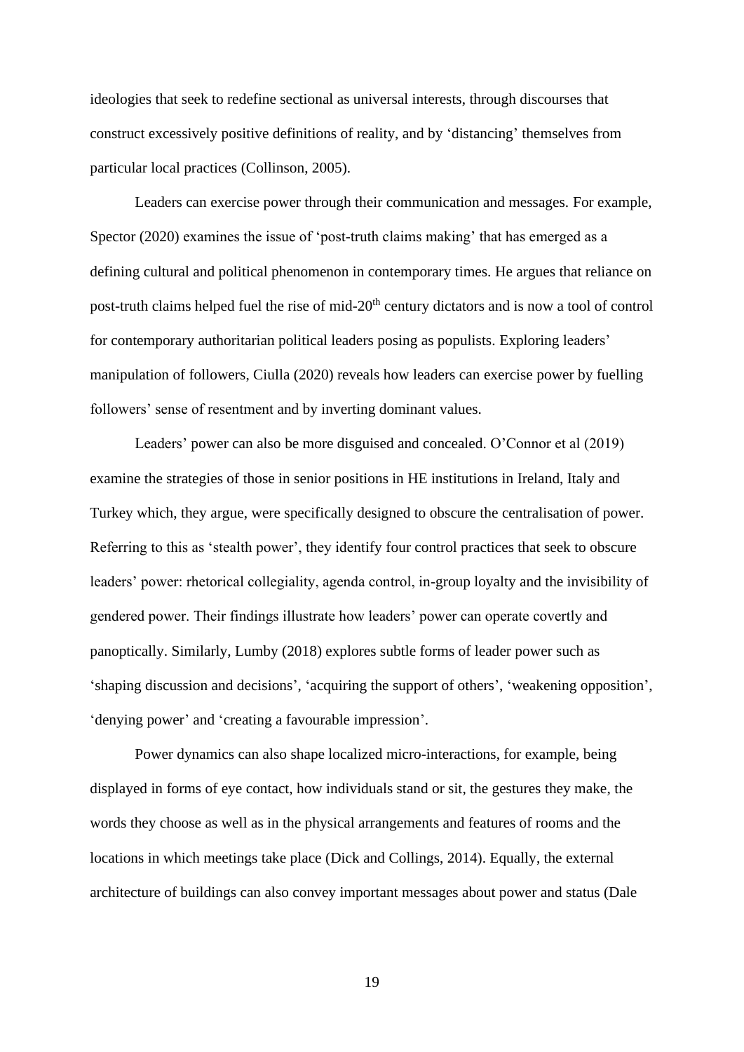ideologies that seek to redefine sectional as universal interests, through discourses that construct excessively positive definitions of reality, and by 'distancing' themselves from particular local practices (Collinson, 2005).

Leaders can exercise power through their communication and messages. For example, Spector (2020) examines the issue of 'post-truth claims making' that has emerged as a defining cultural and political phenomenon in contemporary times. He argues that reliance on post-truth claims helped fuel the rise of mid-20th century dictators and is now a tool of control for contemporary authoritarian political leaders posing as populists. Exploring leaders' manipulation of followers, Ciulla (2020) reveals how leaders can exercise power by fuelling followers' sense of resentment and by inverting dominant values.

Leaders' power can also be more disguised and concealed. O'Connor et al (2019) examine the strategies of those in senior positions in HE institutions in Ireland, Italy and Turkey which, they argue, were specifically designed to obscure the centralisation of power. Referring to this as 'stealth power', they identify four control practices that seek to obscure leaders' power: rhetorical collegiality, agenda control, in-group loyalty and the invisibility of gendered power. Their findings illustrate how leaders' power can operate covertly and panoptically. Similarly, Lumby (2018) explores subtle forms of leader power such as 'shaping discussion and decisions', 'acquiring the support of others', 'weakening opposition', 'denying power' and 'creating a favourable impression'.

Power dynamics can also shape localized micro-interactions, for example, being displayed in forms of eye contact, how individuals stand or sit, the gestures they make, the words they choose as well as in the physical arrangements and features of rooms and the locations in which meetings take place (Dick and Collings, 2014). Equally, the external architecture of buildings can also convey important messages about power and status (Dale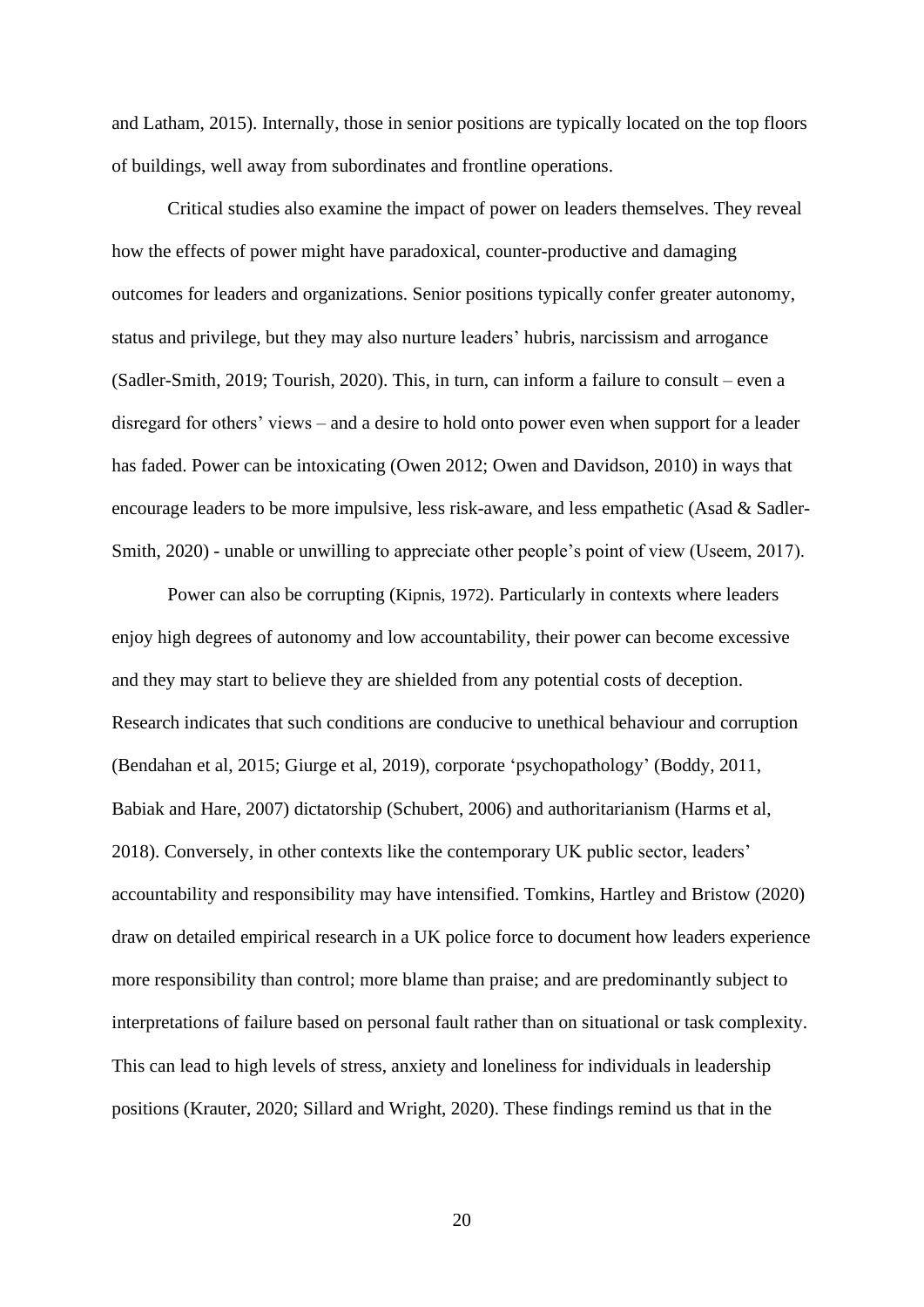and Latham, 2015). Internally, those in senior positions are typically located on the top floors of buildings, well away from subordinates and frontline operations.

Critical studies also examine the impact of power on leaders themselves. They reveal how the effects of power might have paradoxical, counter-productive and damaging outcomes for leaders and organizations. Senior positions typically confer greater autonomy, status and privilege, but they may also nurture leaders' hubris, narcissism and arrogance (Sadler-Smith, 2019; Tourish, 2020). This, in turn, can inform a failure to consult – even a disregard for others' views – and a desire to hold onto power even when support for a leader has faded. Power can be intoxicating (Owen 2012; Owen and Davidson, 2010) in ways that encourage leaders to be more impulsive, less risk-aware, and less empathetic (Asad & Sadler-Smith, 2020) - unable or unwilling to appreciate other people's point of view (Useem, 2017).

Power can also be corrupting (Kipnis, 1972). Particularly in contexts where leaders enjoy high degrees of autonomy and low accountability, their power can become excessive and they may start to believe they are shielded from any potential costs of deception. Research indicates that such conditions are conducive to unethical behaviour and corruption (Bendahan et al, 2015; Giurge et al, 2019), corporate 'psychopathology' (Boddy, 2011, Babiak and Hare, 2007) dictatorship (Schubert, 2006) and authoritarianism (Harms et al, 2018). Conversely, in other contexts like the contemporary UK public sector, leaders' accountability and responsibility may have intensified. Tomkins, Hartley and Bristow (2020) draw on detailed empirical research in a UK police force to document how leaders experience more responsibility than control; more blame than praise; and are predominantly subject to interpretations of failure based on personal fault rather than on situational or task complexity. This can lead to high levels of stress, anxiety and loneliness for individuals in leadership positions (Krauter, 2020; Sillard and Wright, 2020). These findings remind us that in the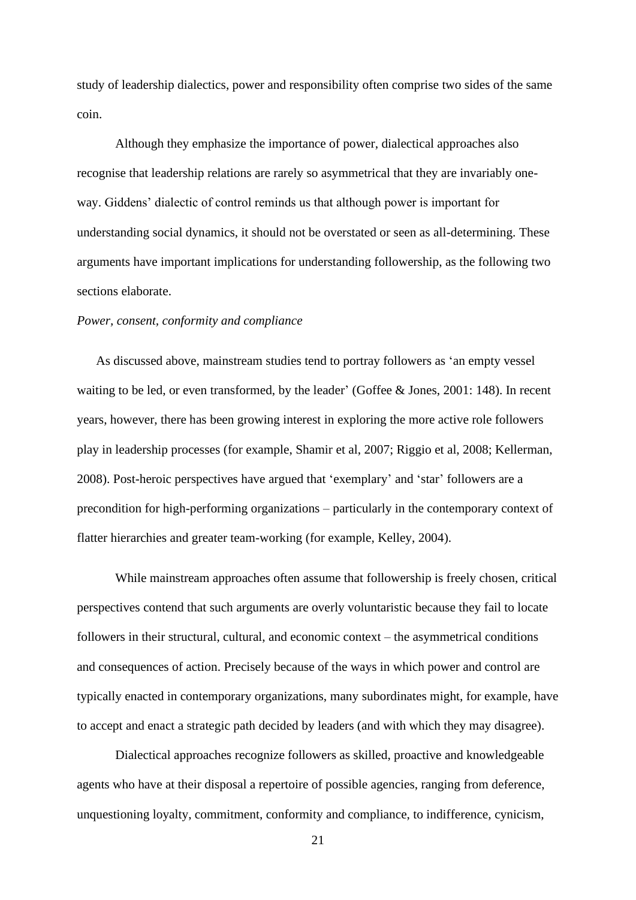study of leadership dialectics, power and responsibility often comprise two sides of the same coin.

Although they emphasize the importance of power, dialectical approaches also recognise that leadership relations are rarely so asymmetrical that they are invariably one-way. Giddens' dialectic of control reminds us that although power is important for understanding social dynamics, it should not be overstated or seen as all-determining. These arguments have important implications for understanding followership, as the following two sections elaborate.

*Power, consent, conformity and compliance*

As discussed above, mainstream studies tend to portray followers as 'an empty vessel waiting to be led, or even transformed, by the leader' (Goffee & Jones, 2001: 148). In recent years, however, there has been growing interest in exploring the more active role followers play in leadership processes (for example, Shamir et al, 2007; Riggio et al, 2008; Kellerman, 2008). Post-heroic perspectives have argued that 'exemplary' and 'star' followers are a precondition for high-performing organizations – particularly in the contemporary context of flatter hierarchies and greater team-working (for example, Kelley, 2004).

While mainstream approaches often assume that followership is freely chosen, critical perspectives contend that such arguments are overly voluntaristic because they fail to locate followers in their structural, cultural, and economic context – the asymmetrical conditions and consequences of action. Precisely because of the ways in which power and control are typically enacted in contemporary organizations, many subordinates might, for example, have to accept and enact a strategic path decided by leaders (and with which they may disagree).

Dialectical approaches recognize followers as skilled, proactive and knowledgeable agents who have at their disposal a repertoire of possible agencies, ranging from deference, unquestioning loyalty, commitment, conformity and compliance, to indifference, cynicism,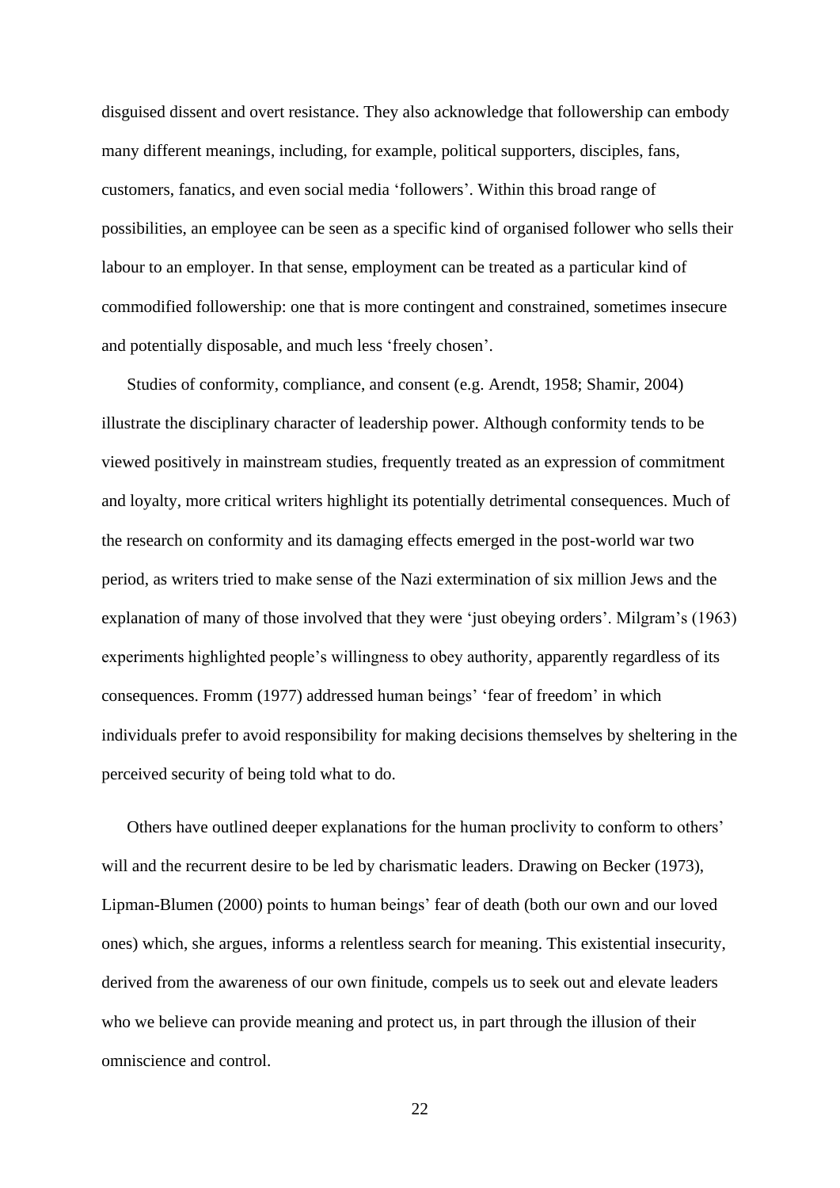disguised dissent and overt resistance. They also acknowledge that followership can embody many different meanings, including, for example, political supporters, disciples, fans, customers, fanatics, and even social media 'followers'. Within this broad range of possibilities, an employee can be seen as a specific kind of organised follower who sells their labour to an employer. In that sense, employment can be treated as a particular kind of commodified followership: one that is more contingent and constrained, sometimes insecure and potentially disposable, and much less 'freely chosen'.

Studies of conformity, compliance, and consent (e.g. Arendt, 1958; Shamir, 2004) illustrate the disciplinary character of leadership power. Although conformity tends to be viewed positively in mainstream studies, frequently treated as an expression of commitment and loyalty, more critical writers highlight its potentially detrimental consequences. Much of the research on conformity and its damaging effects emerged in the post-world war two period, as writers tried to make sense of the Nazi extermination of six million Jews and the explanation of many of those involved that they were 'just obeying orders'. Milgram's (1963) experiments highlighted people's willingness to obey authority, apparently regardless of its consequences. Fromm (1977) addressed human beings' 'fear of freedom' in which individuals prefer to avoid responsibility for making decisions themselves by sheltering in the perceived security of being told what to do.

Others have outlined deeper explanations for the human proclivity to conform to others' will and the recurrent desire to be led by charismatic leaders. Drawing on Becker (1973), Lipman-Blumen (2000) points to human beings' fear of death (both our own and our loved ones) which, she argues, informs a relentless search for meaning. This existential insecurity, derived from the awareness of our own finitude, compels us to seek out and elevate leaders who we believe can provide meaning and protect us, in part through the illusion of their omniscience and control.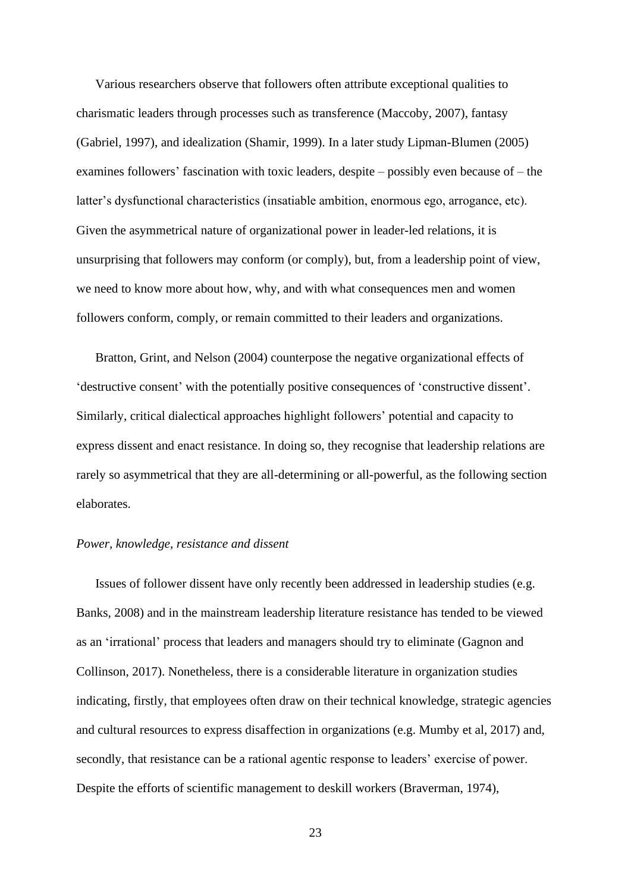Various researchers observe that followers often attribute exceptional qualities to charismatic leaders through processes such as transference (Maccoby, 2007), fantasy (Gabriel, 1997), and idealization (Shamir, 1999). In a later study Lipman-Blumen (2005) examines followers' fascination with toxic leaders, despite – possibly even because of – the latter's dysfunctional characteristics (insatiable ambition, enormous ego, arrogance, etc). Given the asymmetrical nature of organizational power in leader-led relations, it is unsurprising that followers may conform (or comply), but, from a leadership point of view, we need to know more about how, why, and with what consequences men and women followers conform, comply, or remain committed to their leaders and organizations.

Bratton, Grint, and Nelson (2004) counterpose the negative organizational effects of 'destructive consent' with the potentially positive consequences of 'constructive dissent'. Similarly, critical dialectical approaches highlight followers' potential and capacity to express dissent and enact resistance. In doing so, they recognise that leadership relations are rarely so asymmetrical that they are all-determining or all-powerful, as the following section elaborates.

*Power, knowledge, resistance and dissent*

Issues of follower dissent have only recently been addressed in leadership studies (e.g. Banks, 2008) and in the mainstream leadership literature resistance has tended to be viewed as an 'irrational' process that leaders and managers should try to eliminate (Gagnon and Collinson, 2017). Nonetheless, there is a considerable literature in organization studies indicating, firstly, that employees often draw on their technical knowledge, strategic agencies and cultural resources to express disaffection in organizations (e.g. Mumby et al, 2017) and, secondly, that resistance can be a rational agentic response to leaders' exercise of power. Despite the efforts of scientific management to deskill workers (Braverman, 1974),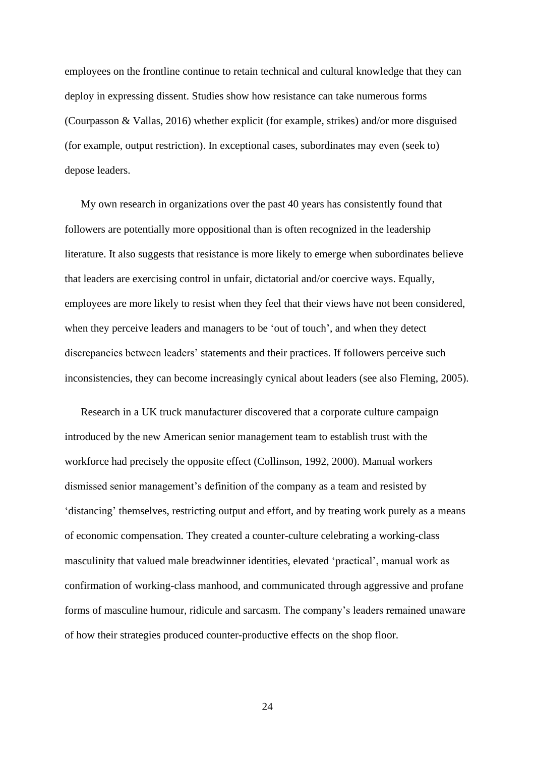employees on the frontline continue to retain technical and cultural knowledge that they can deploy in expressing dissent. Studies show how resistance can take numerous forms (Courpasson & Vallas, 2016) whether explicit (for example, strikes) and/or more disguised (for example, output restriction). In exceptional cases, subordinates may even (seek to) depose leaders.

My own research in organizations over the past 40 years has consistently found that followers are potentially more oppositional than is often recognized in the leadership literature. It also suggests that resistance is more likely to emerge when subordinates believe that leaders are exercising control in unfair, dictatorial and/or coercive ways. Equally, employees are more likely to resist when they feel that their views have not been considered, when they perceive leaders and managers to be 'out of touch', and when they detect discrepancies between leaders' statements and their practices. If followers perceive such inconsistencies, they can become increasingly cynical about leaders (see also Fleming, 2005).

Research in a UK truck manufacturer discovered that a corporate culture campaign introduced by the new American senior management team to establish trust with the workforce had precisely the opposite effect (Collinson, 1992, 2000). Manual workers dismissed senior management's definition of the company as a team and resisted by 'distancing' themselves, restricting output and effort, and by treating work purely as a means of economic compensation. They created a counter-culture celebrating a working-class masculinity that valued male breadwinner identities, elevated 'practical', manual work as confirmation of working-class manhood, and communicated through aggressive and profane forms of masculine humour, ridicule and sarcasm. The company's leaders remained unaware of how their strategies produced counter-productive effects on the shop floor.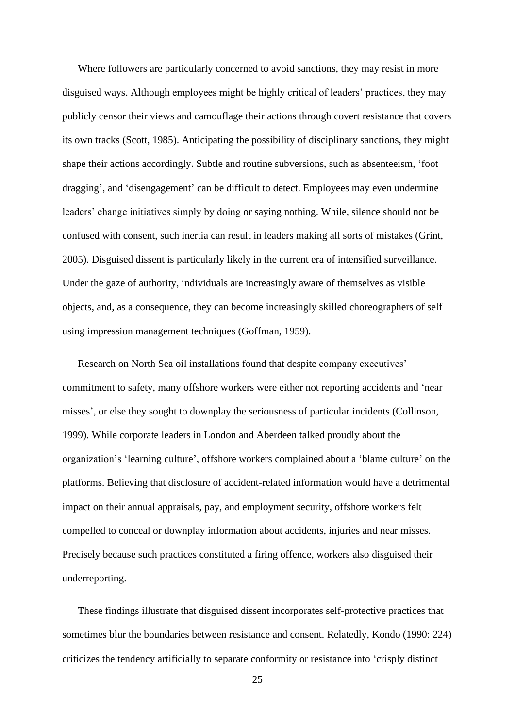Where followers are particularly concerned to avoid sanctions, they may resist in more disguised ways. Although employees might be highly critical of leaders' practices, they may publicly censor their views and camouflage their actions through covert resistance that covers its own tracks (Scott, 1985). Anticipating the possibility of disciplinary sanctions, they might shape their actions accordingly. Subtle and routine subversions, such as absenteeism, 'foot dragging', and 'disengagement' can be difficult to detect. Employees may even undermine leaders' change initiatives simply by doing or saying nothing. While, silence should not be confused with consent, such inertia can result in leaders making all sorts of mistakes (Grint, 2005). Disguised dissent is particularly likely in the current era of intensified surveillance. Under the gaze of authority, individuals are increasingly aware of themselves as visible objects, and, as a consequence, they can become increasingly skilled choreographers of self using impression management techniques (Goffman, 1959).

Research on North Sea oil installations found that despite company executives' commitment to safety, many offshore workers were either not reporting accidents and 'near misses', or else they sought to downplay the seriousness of particular incidents (Collinson, 1999). While corporate leaders in London and Aberdeen talked proudly about the organization's 'learning culture', offshore workers complained about a 'blame culture' on the platforms. Believing that disclosure of accident-related information would have a detrimental impact on their annual appraisals, pay, and employment security, offshore workers felt compelled to conceal or downplay information about accidents, injuries and near misses. Precisely because such practices constituted a firing offence, workers also disguised their underreporting.

These findings illustrate that disguised dissent incorporates self-protective practices that sometimes blur the boundaries between resistance and consent. Relatedly, Kondo (1990: 224) criticizes the tendency artificially to separate conformity or resistance into 'crisply distinct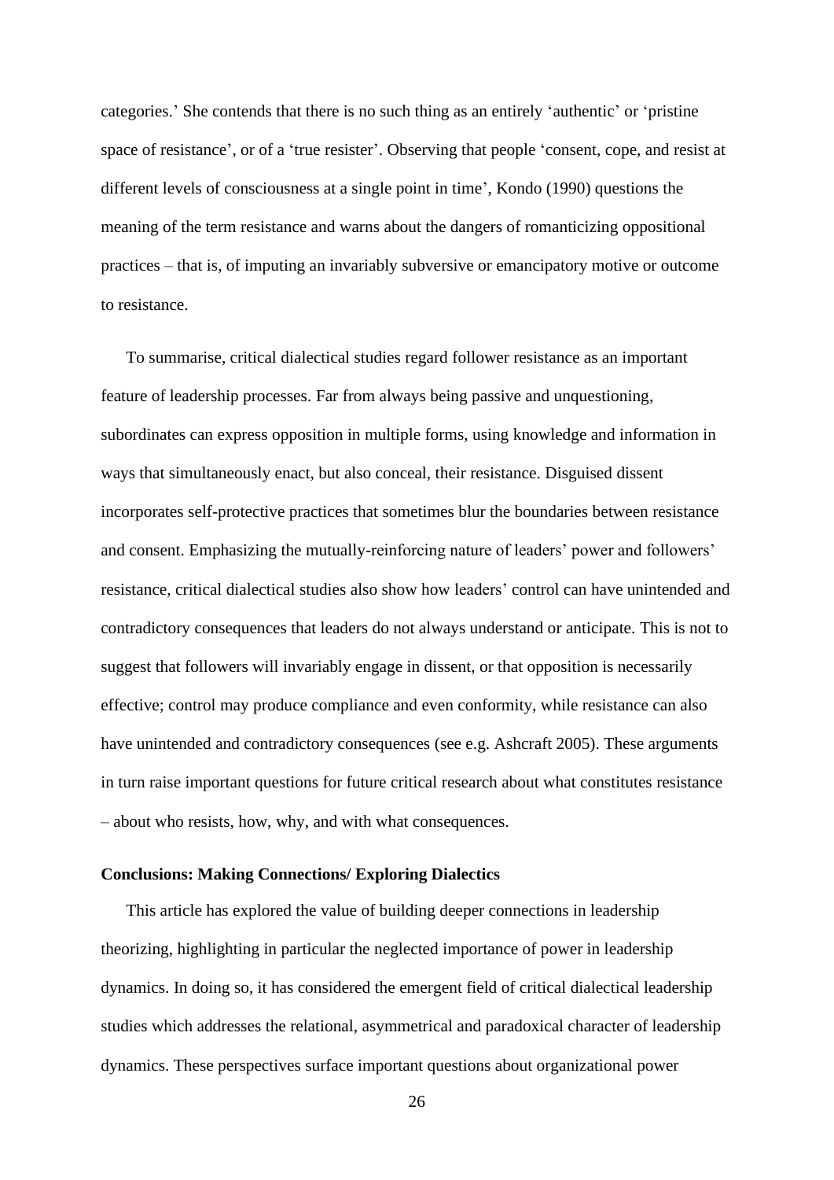categories.' She contends that there is no such thing as an entirely 'authentic' or 'pristine space of resistance', or of a 'true resister'. Observing that people 'consent, cope, and resist at different levels of consciousness at a single point in time', Kondo (1990) questions the meaning of the term resistance and warns about the dangers of romanticizing oppositional practices – that is, of imputing an invariably subversive or emancipatory motive or outcome to resistance.

To summarise, critical dialectical studies regard follower resistance as an important feature of leadership processes. Far from always being passive and unquestioning, subordinates can express opposition in multiple forms, using knowledge and information in ways that simultaneously enact, but also conceal, their resistance. Disguised dissent incorporates self-protective practices that sometimes blur the boundaries between resistance and consent. Emphasizing the mutually-reinforcing nature of leaders' power and followers' resistance, critical dialectical studies also show how leaders' control can have unintended and contradictory consequences that leaders do not always understand or anticipate. This is not to suggest that followers will invariably engage in dissent, or that opposition is necessarily effective; control may produce compliance and even conformity, while resistance can also have unintended and contradictory consequences (see e.g. Ashcraft 2005). These arguments in turn raise important questions for future critical research about what constitutes resistance – about who resists, how, why, and with what consequences.

## Conclusions: Making Connections/ Exploring Dialectics

This article has explored the value of building deeper connections in leadership theorizing, highlighting in particular the neglected importance of power in leadership dynamics. In doing so, it has considered the emergent field of critical dialectical leadership studies which addresses the relational, asymmetrical and paradoxical character of leadership dynamics. These perspectives surface important questions about organizational power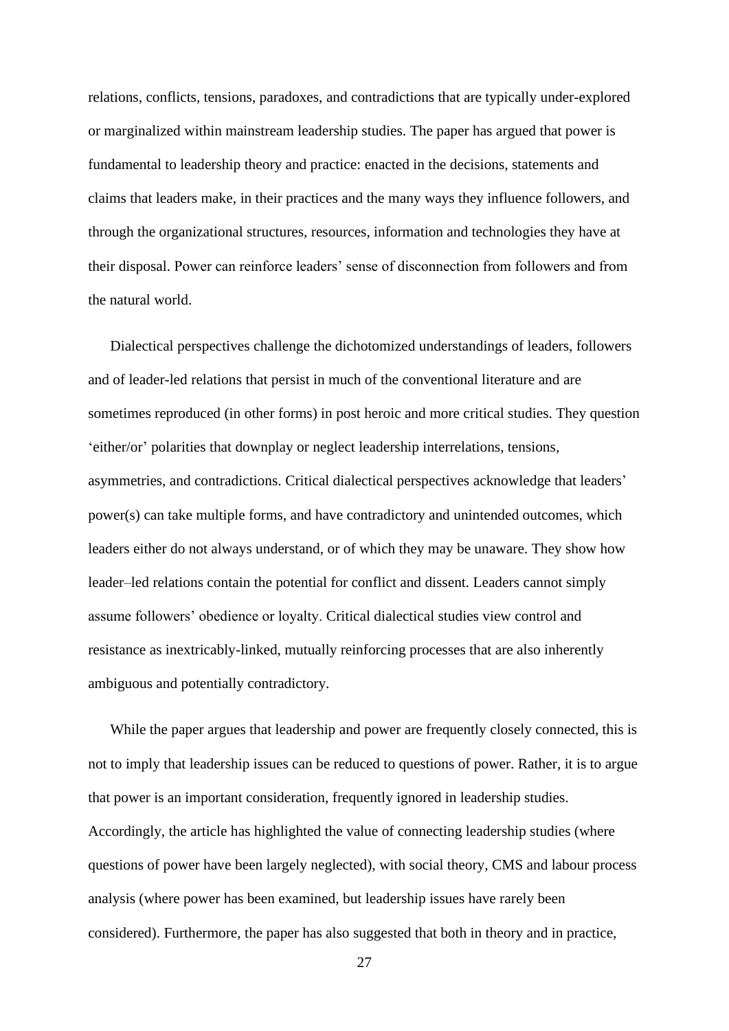relations, conflicts, tensions, paradoxes, and contradictions that are typically under-explored or marginalized within mainstream leadership studies. The paper has argued that power is fundamental to leadership theory and practice: enacted in the decisions, statements and claims that leaders make, in their practices and the many ways they influence followers, and through the organizational structures, resources, information and technologies they have at their disposal. Power can reinforce leaders' sense of disconnection from followers and from the natural world.

Dialectical perspectives challenge the dichotomized understandings of leaders, followers and of leader-led relations that persist in much of the conventional literature and are sometimes reproduced (in other forms) in post heroic and more critical studies. They question 'either/or' polarities that downplay or neglect leadership interrelations, tensions, asymmetries, and contradictions. Critical dialectical perspectives acknowledge that leaders' power(s) can take multiple forms, and have contradictory and unintended outcomes, which leaders either do not always understand, or of which they may be unaware. They show how leader–led relations contain the potential for conflict and dissent. Leaders cannot simply assume followers' obedience or loyalty. Critical dialectical studies view control and resistance as inextricably-linked, mutually reinforcing processes that are also inherently ambiguous and potentially contradictory.

While the paper argues that leadership and power are frequently closely connected, this is not to imply that leadership issues can be reduced to questions of power. Rather, it is to argue that power is an important consideration, frequently ignored in leadership studies. Accordingly, the article has highlighted the value of connecting leadership studies (where questions of power have been largely neglected), with social theory, CMS and labour process analysis (where power has been examined, but leadership issues have rarely been considered). Furthermore, the paper has also suggested that both in theory and in practice,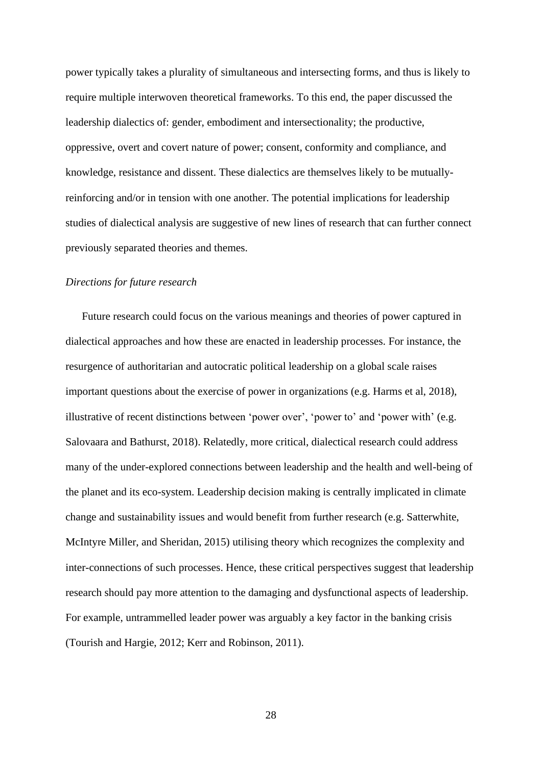power typically takes a plurality of simultaneous and intersecting forms, and thus is likely to require multiple interwoven theoretical frameworks. To this end, the paper discussed the leadership dialectics of: gender, embodiment and intersectionality; the productive, oppressive, overt and covert nature of power; consent, conformity and compliance, and knowledge, resistance and dissent. These dialectics are themselves likely to be mutually-reinforcing and/or in tension with one another. The potential implications for leadership studies of dialectical analysis are suggestive of new lines of research that can further connect previously separated theories and themes.

*Directions for future research*

Future research could focus on the various meanings and theories of power captured in dialectical approaches and how these are enacted in leadership processes. For instance, the resurgence of authoritarian and autocratic political leadership on a global scale raises important questions about the exercise of power in organizations (e.g. Harms et al, 2018), illustrative of recent distinctions between 'power over', 'power to' and 'power with' (e.g. Salovaara and Bathurst, 2018). Relatedly, more critical, dialectical research could address many of the under-explored connections between leadership and the health and well-being of the planet and its eco-system. Leadership decision making is centrally implicated in climate change and sustainability issues and would benefit from further research (e.g. Satterwhite, McIntyre Miller, and Sheridan, 2015) utilising theory which recognizes the complexity and inter-connections of such processes. Hence, these critical perspectives suggest that leadership research should pay more attention to the damaging and dysfunctional aspects of leadership. For example, untrammelled leader power was arguably a key factor in the banking crisis (Tourish and Hargie, 2012; Kerr and Robinson, 2011).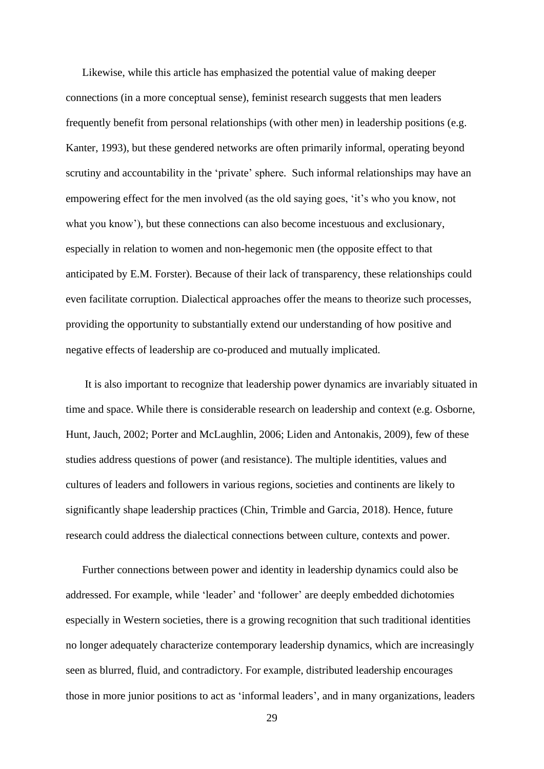Likewise, while this article has emphasized the potential value of making deeper connections (in a more conceptual sense), feminist research suggests that men leaders frequently benefit from personal relationships (with other men) in leadership positions (e.g. Kanter, 1993), but these gendered networks are often primarily informal, operating beyond scrutiny and accountability in the 'private' sphere. Such informal relationships may have an empowering effect for the men involved (as the old saying goes, 'it's who you know, not what you know'), but these connections can also become incestuous and exclusionary, especially in relation to women and non-hegemonic men (the opposite effect to that anticipated by E.M. Forster). Because of their lack of transparency, these relationships could even facilitate corruption. Dialectical approaches offer the means to theorize such processes, providing the opportunity to substantially extend our understanding of how positive and negative effects of leadership are co-produced and mutually implicated.

It is also important to recognize that leadership power dynamics are invariably situated in time and space. While there is considerable research on leadership and context (e.g. Osborne, Hunt, Jauch, 2002; Porter and McLaughlin, 2006; Liden and Antonakis, 2009), few of these studies address questions of power (and resistance). The multiple identities, values and cultures of leaders and followers in various regions, societies and continents are likely to significantly shape leadership practices (Chin, Trimble and Garcia, 2018). Hence, future research could address the dialectical connections between culture, contexts and power.

Further connections between power and identity in leadership dynamics could also be addressed. For example, while 'leader' and 'follower' are deeply embedded dichotomies especially in Western societies, there is a growing recognition that such traditional identities no longer adequately characterize contemporary leadership dynamics, which are increasingly seen as blurred, fluid, and contradictory. For example, distributed leadership encourages those in more junior positions to act as 'informal leaders', and in many organizations, leaders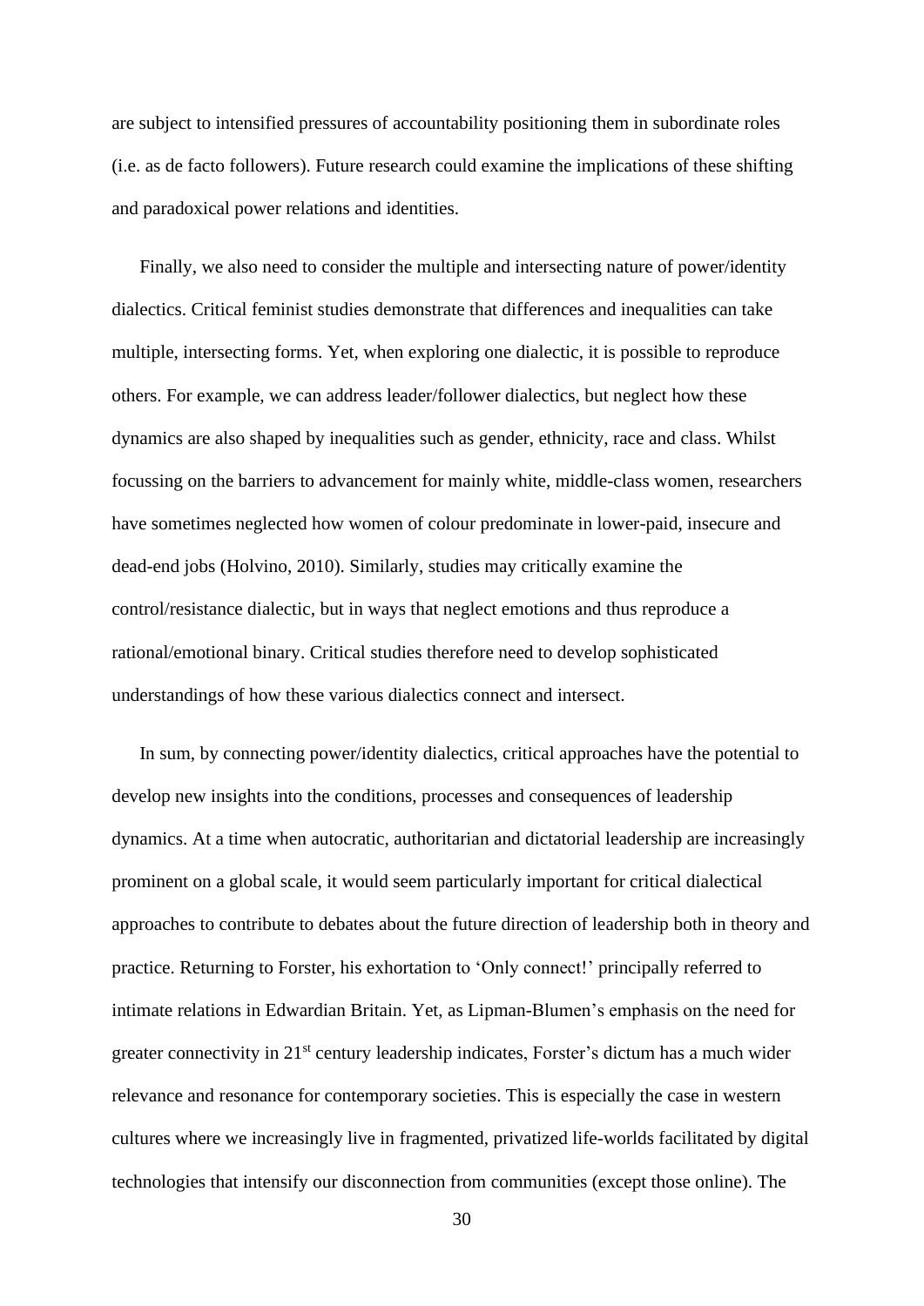are subject to intensified pressures of accountability positioning them in subordinate roles (i.e. as de facto followers). Future research could examine the implications of these shifting and paradoxical power relations and identities.

Finally, we also need to consider the multiple and intersecting nature of power/identity dialectics. Critical feminist studies demonstrate that differences and inequalities can take multiple, intersecting forms. Yet, when exploring one dialectic, it is possible to reproduce others. For example, we can address leader/follower dialectics, but neglect how these dynamics are also shaped by inequalities such as gender, ethnicity, race and class. Whilst focussing on the barriers to advancement for mainly white, middle-class women, researchers have sometimes neglected how women of colour predominate in lower-paid, insecure and dead-end jobs (Holvino, 2010). Similarly, studies may critically examine the control/resistance dialectic, but in ways that neglect emotions and thus reproduce a rational/emotional binary. Critical studies therefore need to develop sophisticated understandings of how these various dialectics connect and intersect.

In sum, by connecting power/identity dialectics, critical approaches have the potential to develop new insights into the conditions, processes and consequences of leadership dynamics. At a time when autocratic, authoritarian and dictatorial leadership are increasingly prominent on a global scale, it would seem particularly important for critical dialectical approaches to contribute to debates about the future direction of leadership both in theory and practice. Returning to Forster, his exhortation to 'Only connect!' principally referred to intimate relations in Edwardian Britain. Yet, as Lipman-Blumen's emphasis on the need for greater connectivity in 21st century leadership indicates, Forster's dictum has a much wider relevance and resonance for contemporary societies. This is especially the case in western cultures where we increasingly live in fragmented, privatized life-worlds facilitated by digital technologies that intensify our disconnection from communities (except those online). The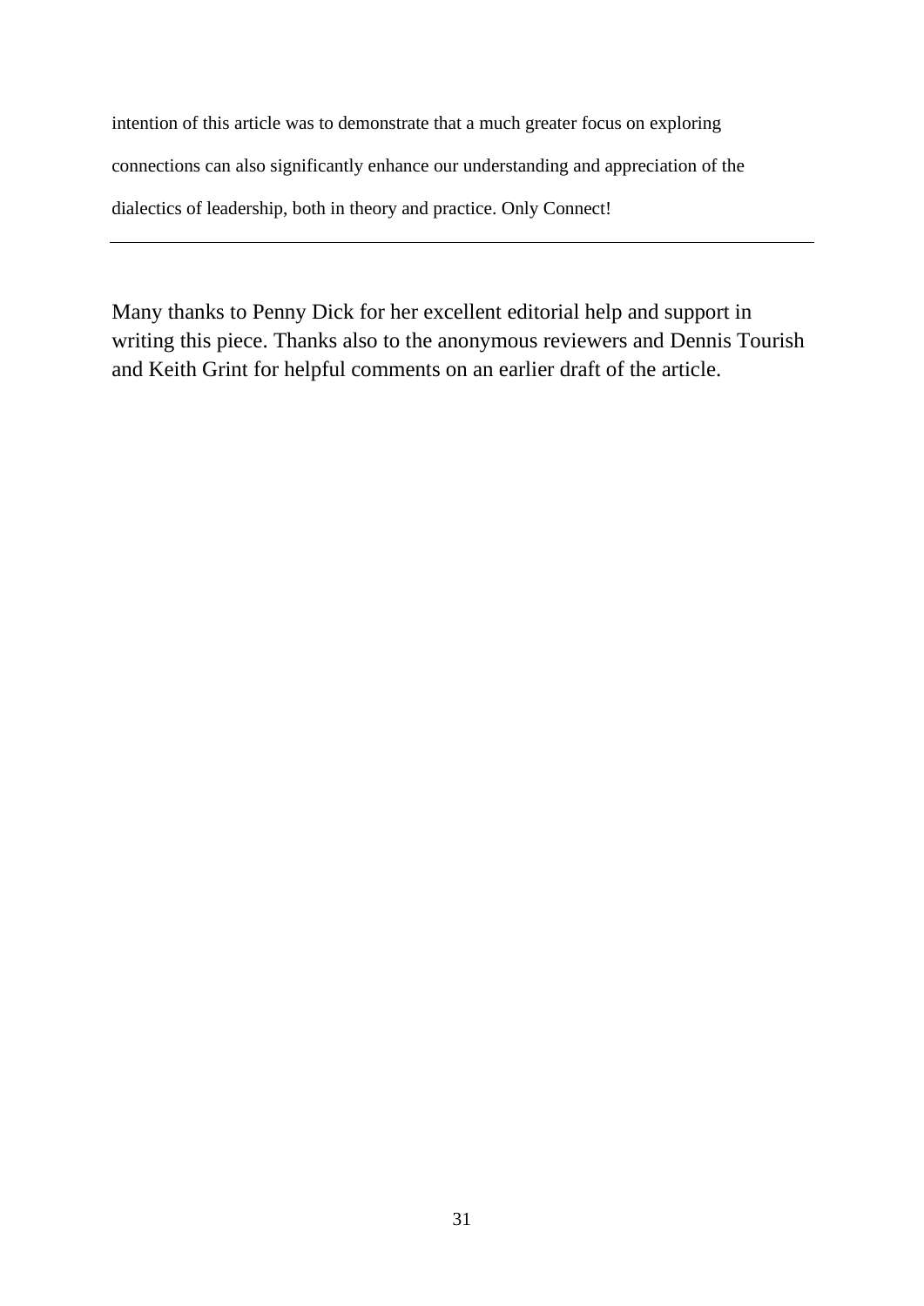intention of this article was to demonstrate that a much greater focus on exploring connections can also significantly enhance our understanding and appreciation of the dialectics of leadership, both in theory and practice. Only Connect!

---

Many thanks to Penny Dick for her excellent editorial help and support in writing this piece. Thanks also to the anonymous reviewers and Dennis Tourish and Keith Grint for helpful comments on an earlier draft of the article.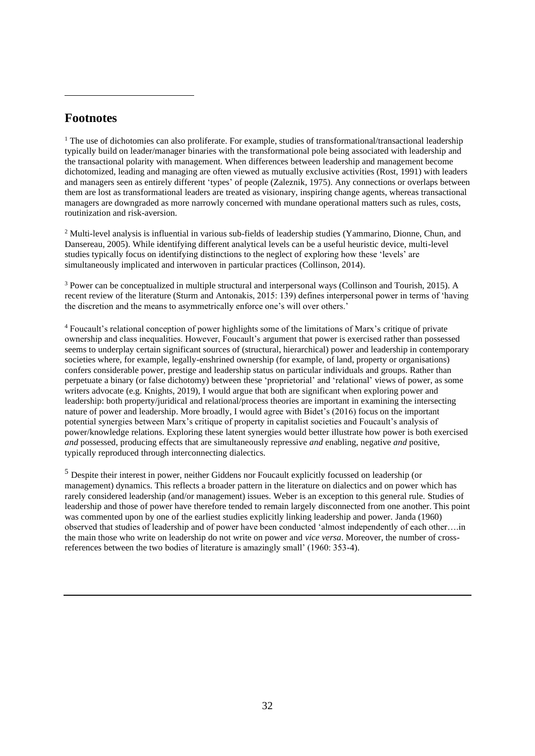## Footnotes

[1] The use of dichotomies can also proliferate. For example, studies of transformational/transactional leadership typically build on leader/manager binaries with the transformational pole being associated with leadership and the transactional polarity with management. When differences between leadership and management become dichotomized, leading and managing are often viewed as mutually exclusive activities (Rost, 1991) with leaders and managers seen as entirely different 'types' of people (Zaleznik, 1975). Any connections or overlaps between them are lost as transformational leaders are treated as visionary, inspiring change agents, whereas transactional managers are downgraded as more narrowly concerned with mundane operational matters such as rules, costs, routinization and risk-aversion.

[2] Multi-level analysis is influential in various sub-fields of leadership studies (Yammarino, Dionne, Chun, and Dansereau, 2005). While identifying different analytical levels can be a useful heuristic device, multi-level studies typically focus on identifying distinctions to the neglect of exploring how these 'levels' are simultaneously implicated and interwoven in particular practices (Collinson, 2014).

[3] Power can be conceptualized in multiple structural and interpersonal ways (Collinson and Tourish, 2015). A recent review of the literature (Sturm and Antonakis, 2015: 139) defines interpersonal power in terms of 'having the discretion and the means to asymmetrically enforce one's will over others.'

[4] Foucault's relational conception of power highlights some of the limitations of Marx's critique of private ownership and class inequalities. However, Foucault's argument that power is exercised rather than possessed seems to underplay certain significant sources of (structural, hierarchical) power and leadership in contemporary societies where, for example, legally-enshrined ownership (for example, of land, property or organisations) confers considerable power, prestige and leadership status on particular individuals and groups. Rather than perpetuate a binary (or false dichotomy) between these 'proprietorial' and 'relational' views of power, as some writers advocate (e.g. Knights, 2019), I would argue that both are significant when exploring power and leadership: both property/juridical and relational/process theories are important in examining the intersecting nature of power and leadership. More broadly, I would agree with Bidet's (2016) focus on the important potential synergies between Marx's critique of property in capitalist societies and Foucault's analysis of power/knowledge relations. Exploring these latent synergies would better illustrate how power is both exercised *and* possessed, producing effects that are simultaneously repressive *and* enabling, negative *and* positive, typically reproduced through interconnecting dialectics.

[5] Despite their interest in power, neither Giddens nor Foucault explicitly focussed on leadership (or management) dynamics. This reflects a broader pattern in the literature on dialectics and on power which has rarely considered leadership (and/or management) issues. Weber is an exception to this general rule. Studies of leadership and those of power have therefore tended to remain largely disconnected from one another. This point was commented upon by one of the earliest studies explicitly linking leadership and power. Janda (1960) observed that studies of leadership and of power have been conducted 'almost independently of each other….in the main those who write on leadership do not write on power and *vice versa*. Moreover, the number of cross-references between the two bodies of literature is amazingly small' (1960: 353-4).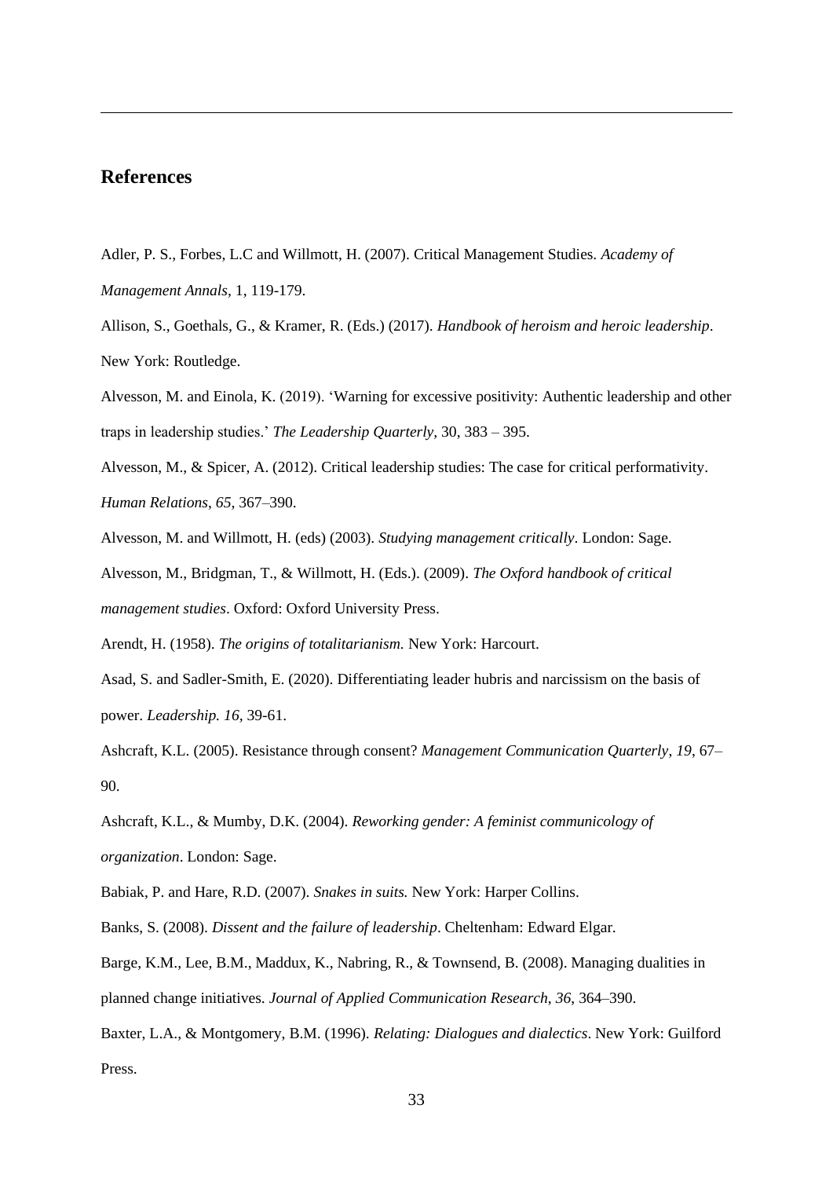## References

Adler, P. S., Forbes, L.C and Willmott, H. (2007). Critical Management Studies. *Academy of Management Annals*, 1, 119-179.

Allison, S., Goethals, G., & Kramer, R. (Eds.) (2017). *Handbook of heroism and heroic leadership*. New York: Routledge.

Alvesson, M. and Einola, K. (2019). 'Warning for excessive positivity: Authentic leadership and other traps in leadership studies.' *The Leadership Quarterly*, 30, 383 – 395.

Alvesson, M., & Spicer, A. (2012). Critical leadership studies: The case for critical performativity. *Human Relations*, *65*, 367–390.

Alvesson, M. and Willmott, H. (eds) (2003). *Studying management critically*. London: Sage.

Alvesson, M., Bridgman, T., & Willmott, H. (Eds.). (2009). *The Oxford handbook of critical management studies*. Oxford: Oxford University Press.

Arendt, H. (1958). *The origins of totalitarianism.* New York: Harcourt.

Asad, S. and Sadler-Smith, E. (2020). Differentiating leader hubris and narcissism on the basis of power. *Leadership. 16*, 39-61.

Ashcraft, K.L. (2005). Resistance through consent? *Management Communication Quarterly*, *19*, 67–90.

Ashcraft, K.L., & Mumby, D.K. (2004). *Reworking gender: A feminist communicology of organization*. London: Sage.

Babiak, P. and Hare, R.D. (2007). *Snakes in suits.* New York: Harper Collins.

Banks, S. (2008). *Dissent and the failure of leadership*. Cheltenham: Edward Elgar.

Barge, K.M., Lee, B.M., Maddux, K., Nabring, R., & Townsend, B. (2008). Managing dualities in planned change initiatives. *Journal of Applied Communication Research*, *36*, 364–390.

Baxter, L.A., & Montgomery, B.M. (1996). *Relating: Dialogues and dialectics*. New York: Guilford Press.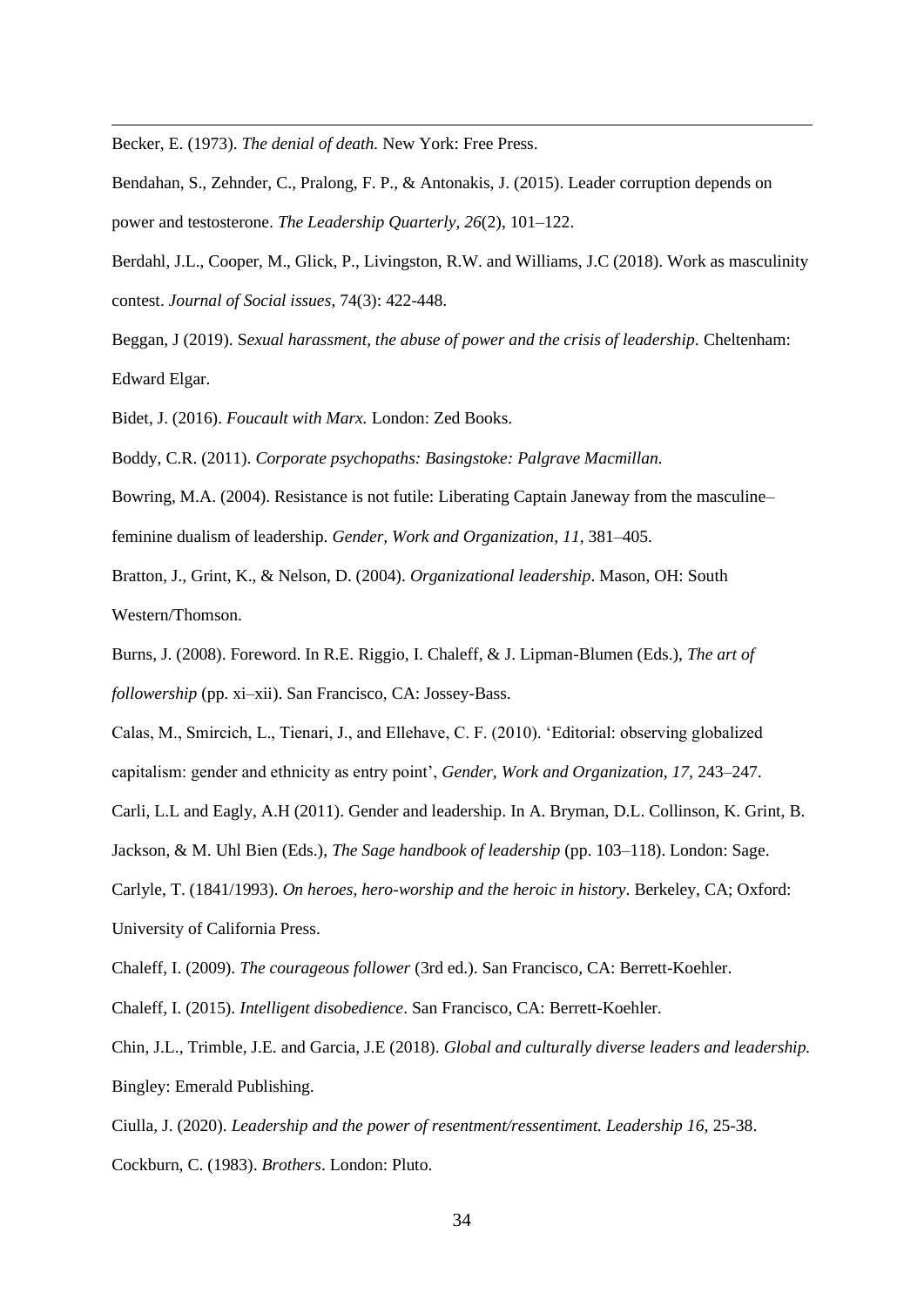Becker, E. (1973). *The denial of death.* New York: Free Press.

Bendahan, S., Zehnder, C., Pralong, F. P., & Antonakis, J. (2015). Leader corruption depends on power and testosterone. *The Leadership Quarterly, 26*(2), 101–122.

Berdahl, J.L., Cooper, M., Glick, P., Livingston, R.W. and Williams, J.C (2018). Work as masculinity contest. *Journal of Social issues*, 74(3): 422-448.

Beggan, J (2019). S*exual harassment, the abuse of power and the crisis of leadership*. Cheltenham: Edward Elgar.

Bidet, J. (2016). *Foucault with Marx.* London: Zed Books.

Boddy, C.R. (2011). *Corporate psychopaths: Basingstoke: Palgrave Macmillan.*

Bowring, M.A. (2004). Resistance is not futile: Liberating Captain Janeway from the masculine–feminine dualism of leadership. *Gender, Work and Organization*, *11*, 381–405.

Bratton, J., Grint, K., & Nelson, D. (2004). *Organizational leadership*. Mason, OH: South Western/Thomson.

Burns, J. (2008). Foreword. In R.E. Riggio, I. Chaleff, & J. Lipman-Blumen (Eds.), *The art of followership* (pp. xi–xii). San Francisco, CA: Jossey-Bass.

Calas, M., Smircich, L., Tienari, J., and Ellehave, C. F. (2010). 'Editorial: observing globalized capitalism: gender and ethnicity as entry point', *Gender, Work and Organization, 17,* 243–247.

Carli, L.L and Eagly, A.H (2011). Gender and leadership. In A. Bryman, D.L. Collinson, K. Grint, B. Jackson, & M. Uhl Bien (Eds.), *The Sage handbook of leadership* (pp. 103–118). London: Sage.

Carlyle, T. (1841/1993). *On heroes, hero-worship and the heroic in history*. Berkeley, CA; Oxford: University of California Press.

Chaleff, I. (2009). *The courageous follower* (3rd ed.). San Francisco, CA: Berrett-Koehler.

Chaleff, I. (2015). *Intelligent disobedience*. San Francisco, CA: Berrett-Koehler.

Chin, J.L., Trimble, J.E. and Garcia, J.E (2018). *Global and culturally diverse leaders and leadership.* Bingley: Emerald Publishing.

Ciulla, J. (2020). *Leadership and the power of resentment/ressentiment. Leadership 16,* 25-38.

Cockburn, C. (1983). *Brothers*. London: Pluto.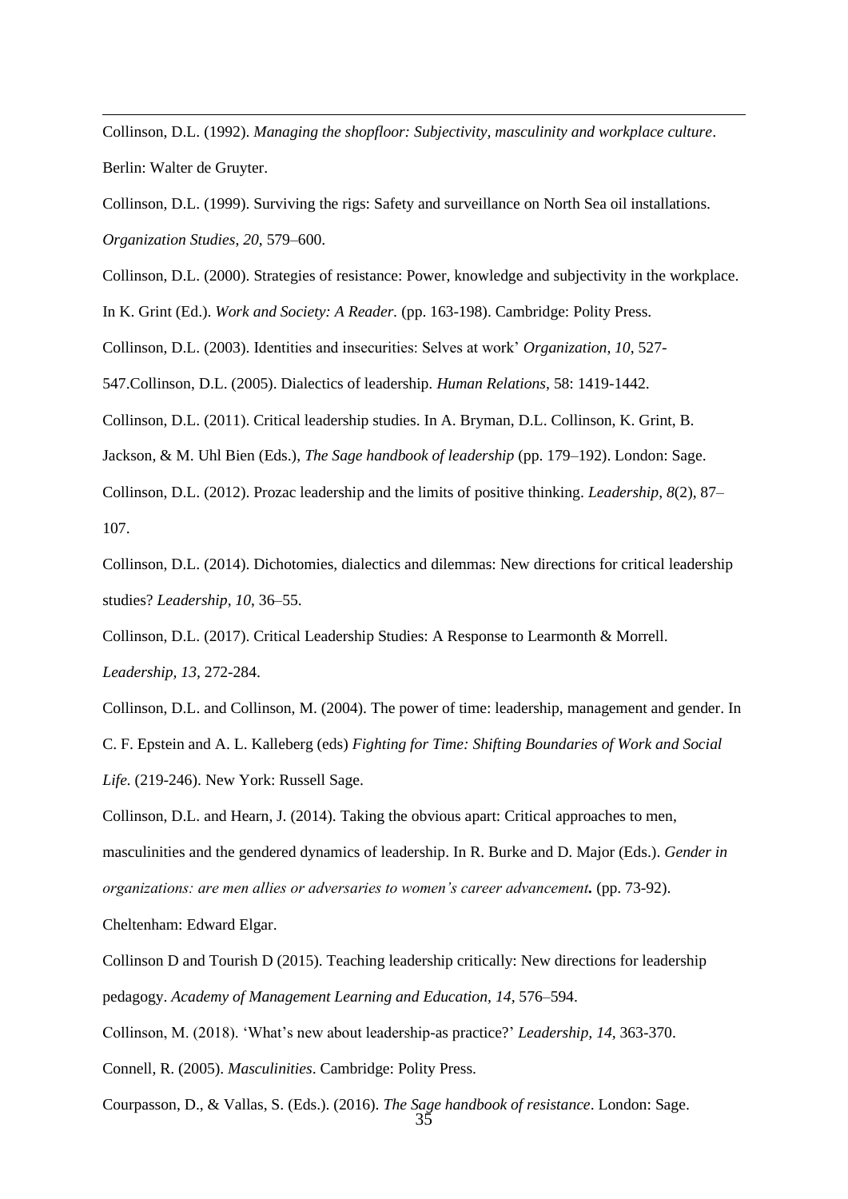Collinson, D.L. (1992). *Managing the shopfloor: Subjectivity, masculinity and workplace culture*. Berlin: Walter de Gruyter.

Collinson, D.L. (1999). Surviving the rigs: Safety and surveillance on North Sea oil installations. *Organization Studies*, *20*, 579–600.

Collinson, D.L. (2000). Strategies of resistance: Power, knowledge and subjectivity in the workplace. In K. Grint (Ed.). *Work and Society: A Reader.* (pp. 163-198). Cambridge: Polity Press.

Collinson, D.L. (2003). Identities and insecurities: Selves at work' *Organization*, *10*, 527-547.Collinson, D.L. (2005). Dialectics of leadership. *Human Relations,* 58: 1419-1442.

Collinson, D.L. (2011). Critical leadership studies. In A. Bryman, D.L. Collinson, K. Grint, B. Jackson, & M. Uhl Bien (Eds.), *The Sage handbook of leadership* (pp. 179–192). London: Sage.

Collinson, D.L. (2012). Prozac leadership and the limits of positive thinking. *Leadership, 8*(2), 87–107.

Collinson, D.L. (2014). Dichotomies, dialectics and dilemmas: New directions for critical leadership studies? *Leadership*, *10*, 36–55.

Collinson, D.L. (2017). Critical Leadership Studies: A Response to Learmonth & Morrell. *Leadership, 13*, 272-284.

Collinson, D.L. and Collinson, M. (2004). The power of time: leadership, management and gender. In C. F. Epstein and A. L. Kalleberg (eds) *Fighting for Time: Shifting Boundaries of Work and Social Life.* (219-246). New York: Russell Sage.

Collinson, D.L. and Hearn, J. (2014). Taking the obvious apart: Critical approaches to men, masculinities and the gendered dynamics of leadership. In R. Burke and D. Major (Eds.). *Gender in organizations: are men allies or adversaries to women's career advancement***.** (pp. 73-92). Cheltenham: Edward Elgar.

Collinson D and Tourish D (2015). Teaching leadership critically: New directions for leadership pedagogy. *Academy of Management Learning and Education, 14*, 576–594.

Collinson, M. (2018). 'What's new about leadership-as practice?' *Leadership, 14*, 363-370.

Connell, R. (2005). *Masculinities*. Cambridge: Polity Press.

Courpasson, D., & Vallas, S. (Eds.). (2016). *The Sage handbook of resistance*. London: Sage.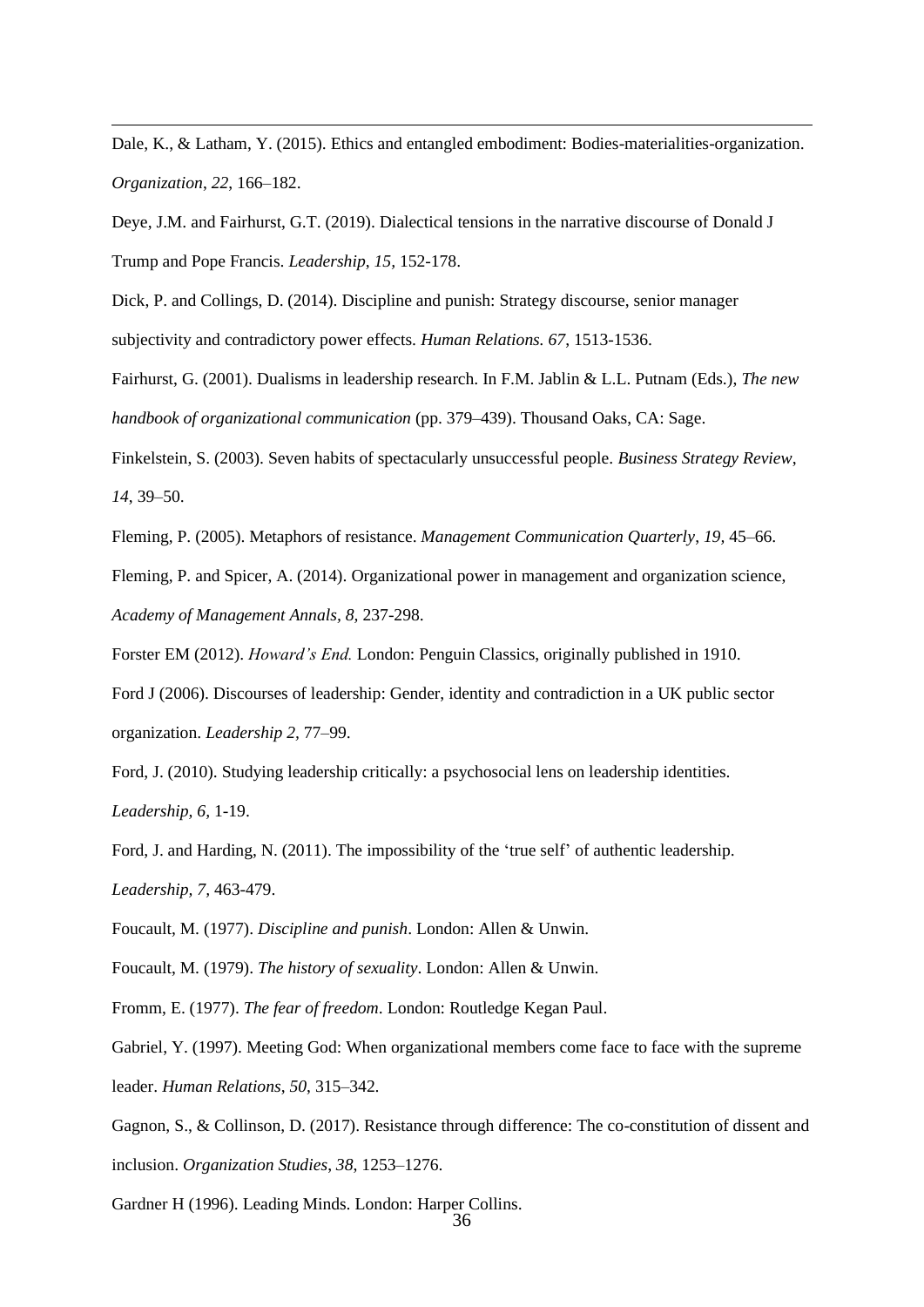Dale, K., & Latham, Y. (2015). Ethics and entangled embodiment: Bodies-materialities-organization. *Organization*, *22*, 166–182.

Deye, J.M. and Fairhurst, G.T. (2019). Dialectical tensions in the narrative discourse of Donald J Trump and Pope Francis. *Leadership*, *15*, 152-178.

Dick, P. and Collings, D. (2014). Discipline and punish: Strategy discourse, senior manager subjectivity and contradictory power effects. *Human Relations. 67*, 1513-1536.

Fairhurst, G. (2001). Dualisms in leadership research. In F.M. Jablin & L.L. Putnam (Eds.), *The new handbook of organizational communication* (pp. 379–439). Thousand Oaks, CA: Sage.

Finkelstein, S. (2003). Seven habits of spectacularly unsuccessful people. *Business Strategy Review*, *14*, 39–50.

Fleming, P. (2005). Metaphors of resistance. *Management Communication Quarterly*, *19*, 45–66.

Fleming, P. and Spicer, A. (2014). Organizational power in management and organization science, *Academy of Management Annals, 8,* 237-298.

Forster EM (2012). *Howard's End.* London: Penguin Classics, originally published in 1910.

Ford J (2006). Discourses of leadership: Gender, identity and contradiction in a UK public sector organization. *Leadership 2*, 77–99.

Ford, J. (2010). Studying leadership critically: a psychosocial lens on leadership identities. *Leadership, 6,* 1-19.

Ford, J. and Harding, N. (2011). The impossibility of the 'true self' of authentic leadership. *Leadership, 7,* 463-479.

Foucault, M. (1977). *Discipline and punish*. London: Allen & Unwin.

Foucault, M. (1979). *The history of sexuality*. London: Allen & Unwin.

Fromm, E. (1977). *The fear of freedom*. London: Routledge Kegan Paul.

Gabriel, Y. (1997). Meeting God: When organizational members come face to face with the supreme leader. *Human Relations*, *50*, 315–342.

Gagnon, S., & Collinson, D. (2017). Resistance through difference: The co-constitution of dissent and inclusion. *Organization Studies*, *38*, 1253–1276.

Gardner H (1996). Leading Minds. London: Harper Collins.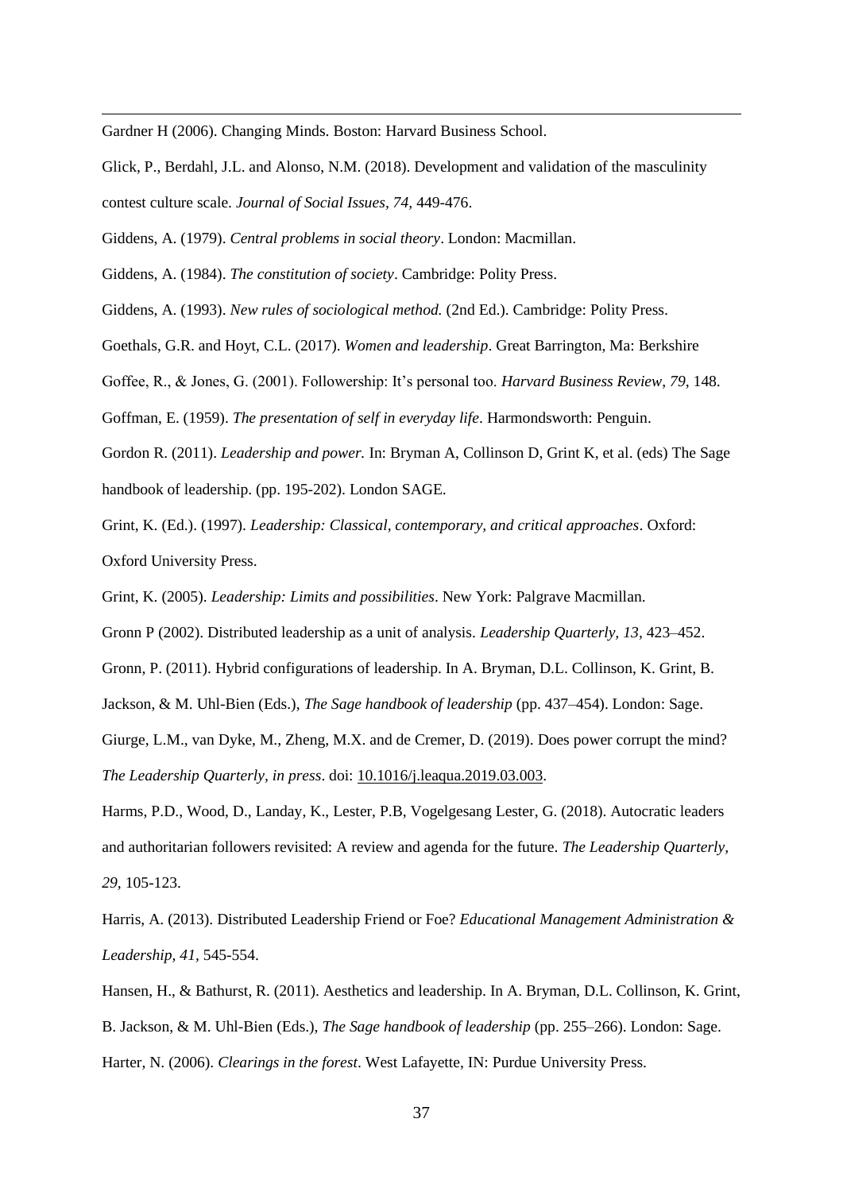Gardner H (2006). Changing Minds. Boston: Harvard Business School.

Glick, P., Berdahl, J.L. and Alonso, N.M. (2018). Development and validation of the masculinity contest culture scale. *Journal of Social Issues*, *74*, 449-476.

Giddens, A. (1979). *Central problems in social theory*. London: Macmillan.

Giddens, A. (1984). *The constitution of society*. Cambridge: Polity Press.

Giddens, A. (1993). *New rules of sociological method.* (2nd Ed.). Cambridge: Polity Press.

Goethals, G.R. and Hoyt, C.L. (2017). *Women and leadership*. Great Barrington, Ma: Berkshire

Goffee, R., & Jones, G. (2001). Followership: It's personal too. *Harvard Business Review*, *79*, 148.

Goffman, E. (1959). *The presentation of self in everyday life*. Harmondsworth: Penguin.

Gordon R. (2011). *Leadership and power.* In: Bryman A, Collinson D, Grint K, et al. (eds) The Sage handbook of leadership. (pp. 195-202). London SAGE.

Grint, K. (Ed.). (1997). *Leadership: Classical, contemporary, and critical approaches*. Oxford: Oxford University Press.

Grint, K. (2005). *Leadership: Limits and possibilities*. New York: Palgrave Macmillan.

Gronn P (2002). Distributed leadership as a unit of analysis. *Leadership Quarterly*, *13*, 423–452.

Gronn, P. (2011). Hybrid configurations of leadership. In A. Bryman, D.L. Collinson, K. Grint, B. Jackson, & M. Uhl-Bien (Eds.), *The Sage handbook of leadership* (pp. 437–454). London: Sage.

Giurge, L.M., van Dyke, M., Zheng, M.X. and de Cremer, D. (2019). Does power corrupt the mind? *The Leadership Quarterly, in press*. doi: 10.1016/j.leaqua.2019.03.003.

Harms, P.D., Wood, D., Landay, K., Lester, P.B, Vogelgesang Lester, G. (2018). Autocratic leaders and authoritarian followers revisited: A review and agenda for the future. *The Leadership Quarterly, 29*, 105-123.

Harris, A. (2013). Distributed Leadership Friend or Foe? *Educational Management Administration & Leadership, 41*, 545-554.

Hansen, H., & Bathurst, R. (2011). Aesthetics and leadership. In A. Bryman, D.L. Collinson, K. Grint, B. Jackson, & M. Uhl-Bien (Eds.), *The Sage handbook of leadership* (pp. 255–266). London: Sage.

Harter, N. (2006). *Clearings in the forest*. West Lafayette, IN: Purdue University Press.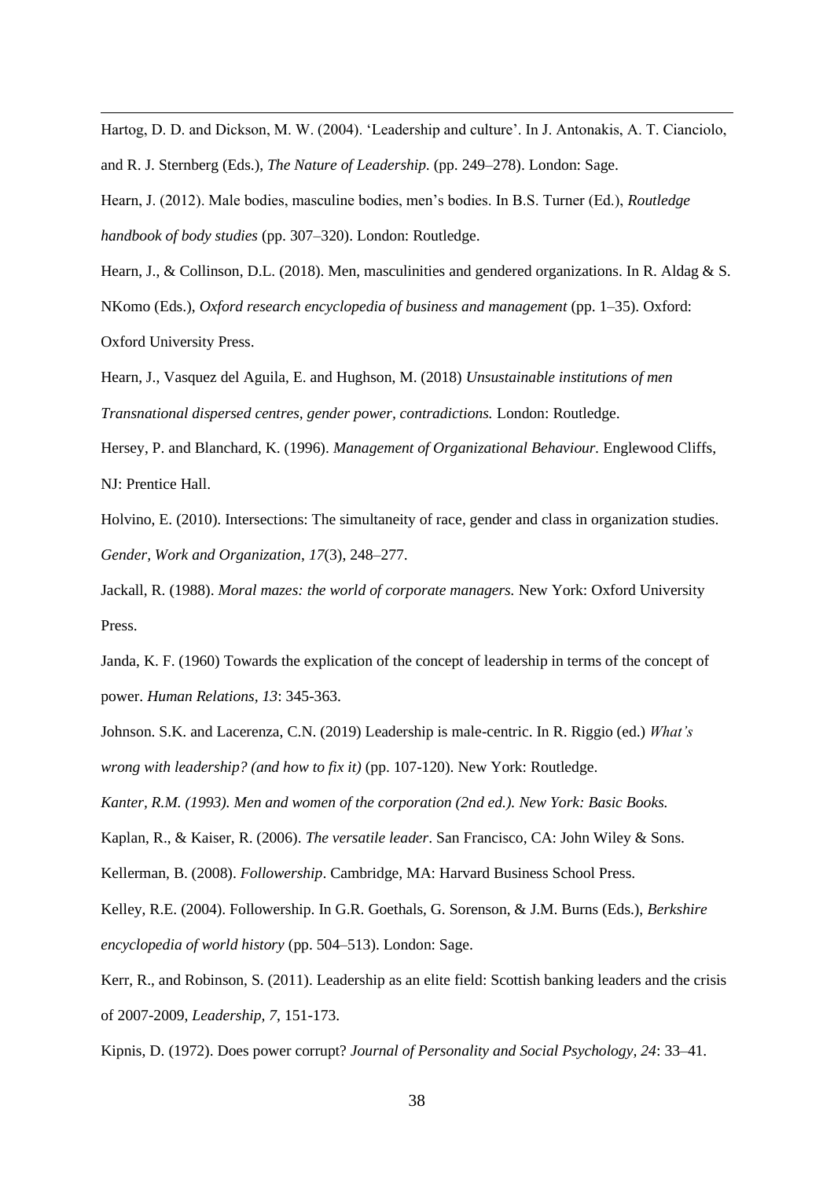Hartog, D. D. and Dickson, M. W. (2004). 'Leadership and culture'. In J. Antonakis, A. T. Cianciolo, and R. J. Sternberg (Eds.), *The Nature of Leadership.* (pp. 249–278). London: Sage.

Hearn, J. (2012). Male bodies, masculine bodies, men's bodies. In B.S. Turner (Ed.), *Routledge handbook of body studies* (pp. 307–320). London: Routledge.

Hearn, J., & Collinson, D.L. (2018). Men, masculinities and gendered organizations. In R. Aldag & S. NKomo (Eds.), *Oxford research encyclopedia of business and management* (pp. 1–35). Oxford: Oxford University Press.

Hearn, J., Vasquez del Aguila, E. and Hughson, M. (2018) *Unsustainable institutions of men Transnational dispersed centres, gender power, contradictions.* London: Routledge.

Hersey, P. and Blanchard, K. (1996). *Management of Organizational Behaviour.* Englewood Cliffs, NJ: Prentice Hall.

Holvino, E. (2010). Intersections: The simultaneity of race, gender and class in organization studies. *Gender, Work and Organization*, *17*(3), 248–277.

Jackall, R. (1988). *Moral mazes: the world of corporate managers.* New York: Oxford University Press.

Janda, K. F. (1960) Towards the explication of the concept of leadership in terms of the concept of power. *Human Relations, 13*: 345-363.

Johnson. S.K. and Lacerenza, C.N. (2019) Leadership is male-centric. In R. Riggio (ed.) *What's wrong with leadership? (and how to fix it)* (pp. 107-120). New York: Routledge.

*Kanter, R.M. (1993). Men and women of the corporation (2nd ed.). New York: Basic Books.*

Kaplan, R., & Kaiser, R. (2006). *The versatile leader*. San Francisco, CA: John Wiley & Sons.

Kellerman, B. (2008). *Followership*. Cambridge, MA: Harvard Business School Press.

Kelley, R.E. (2004). Followership. In G.R. Goethals, G. Sorenson, & J.M. Burns (Eds.), *Berkshire encyclopedia of world history* (pp. 504–513). London: Sage.

Kerr, R., and Robinson, S. (2011). Leadership as an elite field: Scottish banking leaders and the crisis of 2007-2009, *Leadership, 7*, 151-173.

Kipnis, D. (1972). Does power corrupt? *Journal of Personality and Social Psychology, 24*: 33–41.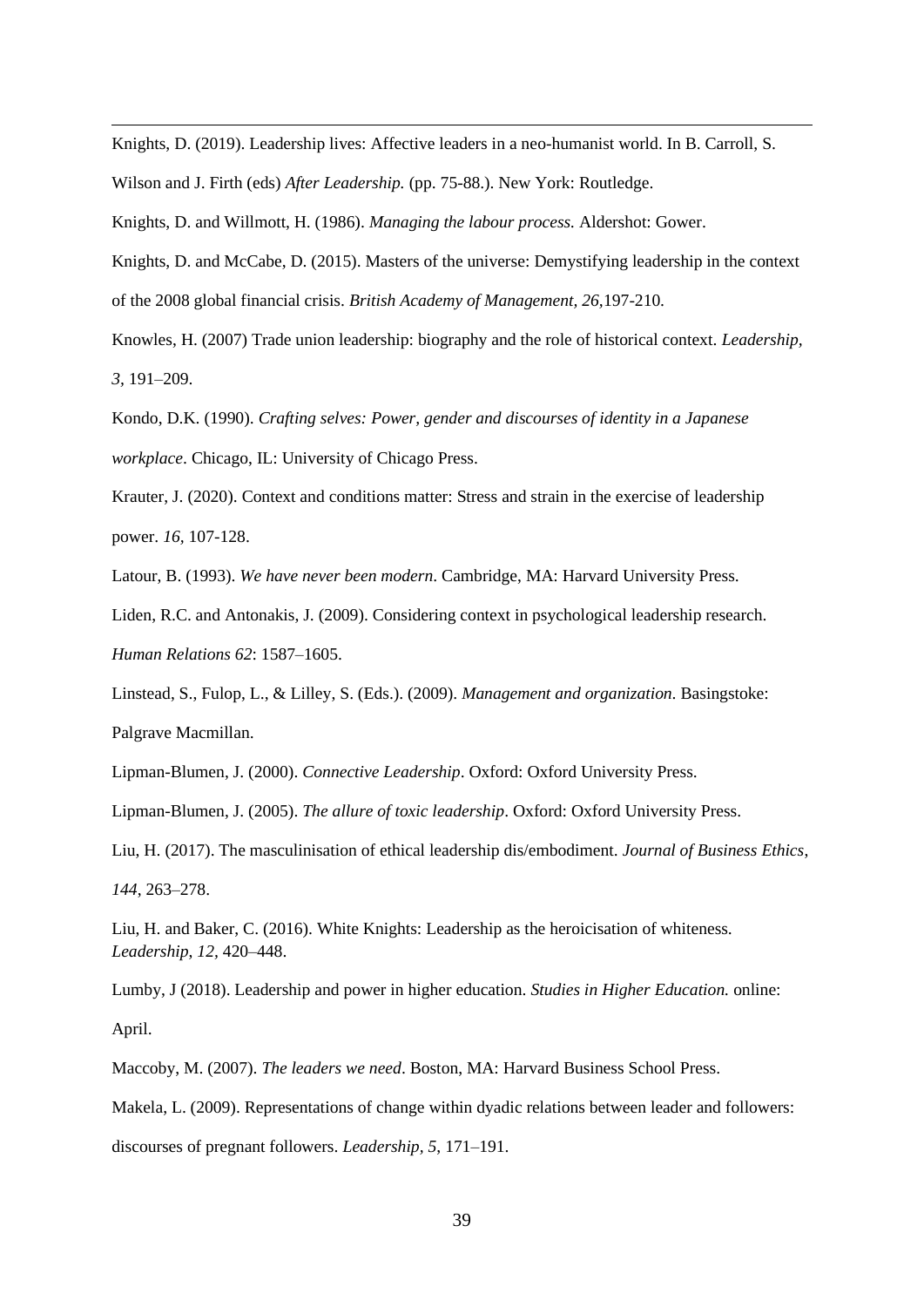Knights, D. (2019). Leadership lives: Affective leaders in a neo-humanist world. In B. Carroll, S. Wilson and J. Firth (eds) *After Leadership.* (pp. 75-88.). New York: Routledge.

Knights, D. and Willmott, H. (1986). *Managing the labour process.* Aldershot: Gower.

Knights, D. and McCabe, D. (2015). Masters of the universe: Demystifying leadership in the context of the 2008 global financial crisis. *British Academy of Management, 26,*197-210.

Knowles, H. (2007) Trade union leadership: biography and the role of historical context. *Leadership, 3*, 191–209.

Kondo, D.K. (1990). *Crafting selves: Power, gender and discourses of identity in a Japanese workplace*. Chicago, IL: University of Chicago Press.

Krauter, J. (2020). Context and conditions matter: Stress and strain in the exercise of leadership power. *16*, 107-128.

Latour, B. (1993). *We have never been modern*. Cambridge, MA: Harvard University Press.

Liden, R.C. and Antonakis, J. (2009). Considering context in psychological leadership research. *Human Relations 62*: 1587–1605.

Linstead, S., Fulop, L., & Lilley, S. (Eds.). (2009). *Management and organization.* Basingstoke: Palgrave Macmillan.

Lipman-Blumen, J. (2000). *Connective Leadership*. Oxford: Oxford University Press.

Lipman-Blumen, J. (2005). *The allure of toxic leadership*. Oxford: Oxford University Press.

Liu, H. (2017). The masculinisation of ethical leadership dis/embodiment. *Journal of Business Ethics*, *144*, 263–278.

Liu, H. and Baker, C. (2016). White Knights: Leadership as the heroicisation of whiteness. *Leadership*, *12*, 420–448.

Lumby, J (2018). Leadership and power in higher education. *Studies in Higher Education.* online: April.

Maccoby, M. (2007). *The leaders we need*. Boston, MA: Harvard Business School Press.

Makela, L. (2009). Representations of change within dyadic relations between leader and followers: discourses of pregnant followers. *Leadership, 5,* 171–191.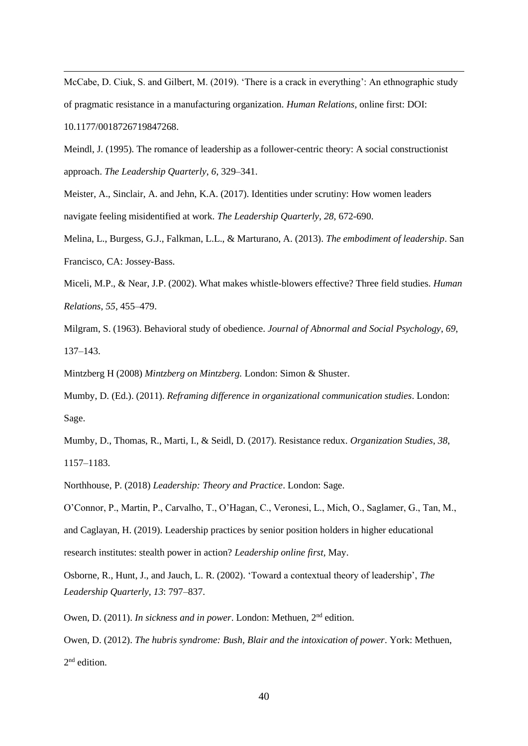McCabe, D. Ciuk, S. and Gilbert, M. (2019). ‘There is a crack in everything’: An ethnographic study of pragmatic resistance in a manufacturing organization. *Human Relations,* online first: DOI: 10.1177/0018726719847268.

Meindl, J. (1995). The romance of leadership as a follower-centric theory: A social constructionist approach. *The Leadership Quarterly*, *6*, 329–341.

Meister, A., Sinclair, A. and Jehn, K.A. (2017). Identities under scrutiny: How women leaders navigate feeling misidentified at work. *The Leadership Quarterly, 28,* 672-690.

Melina, L., Burgess, G.J., Falkman, L.L., & Marturano, A. (2013). *The embodiment of leadership*. San Francisco, CA: Jossey-Bass.

Miceli, M.P., & Near, J.P. (2002). What makes whistle-blowers effective? Three field studies. *Human Relations*, *55*, 455–479.

Milgram, S. (1963). Behavioral study of obedience. *Journal of Abnormal and Social Psychology*, *69*, 137–143.

Mintzberg H (2008) *Mintzberg on Mintzberg.* London: Simon & Shuster.

Mumby, D. (Ed.). (2011). *Reframing difference in organizational communication studies*. London: Sage.

Mumby, D., Thomas, R., Marti, I., & Seidl, D. (2017). Resistance redux. *Organization Studies*, *38*, 1157–1183.

Northhouse, P. (2018) *Leadership: Theory and Practice*. London: Sage.

O’Connor, P., Martin, P., Carvalho, T., O’Hagan, C., Veronesi, L., Mich, O., Saglamer, G., Tan, M., and Caglayan, H. (2019). Leadership practices by senior position holders in higher educational research institutes: stealth power in action? *Leadership online first,* May.

Osborne, R., Hunt, J., and Jauch, L. R. (2002). ‘Toward a contextual theory of leadership’, *The Leadership Quarterly*, *13*: 797–837.

Owen, D. (2011). *In sickness and in power*. London: Methuen, 2nd edition.

Owen, D. (2012). *The hubris syndrome: Bush, Blair and the intoxication of power*. York: Methuen, 2nd edition.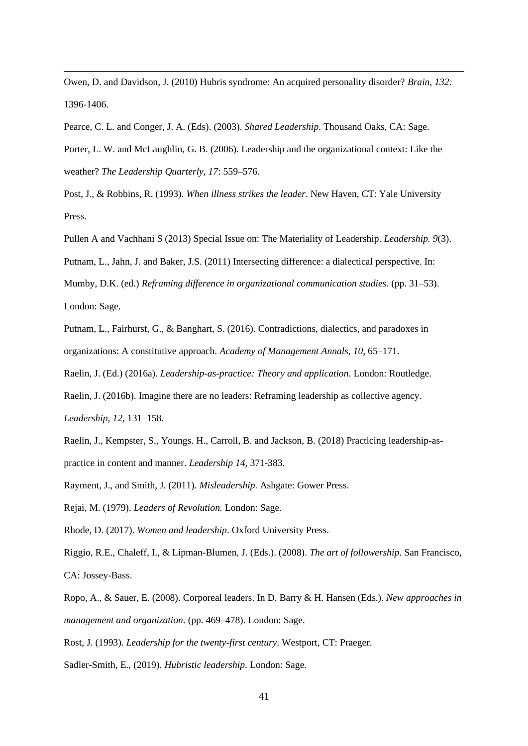Owen, D. and Davidson, J. (2010) Hubris syndrome: An acquired personality disorder? *Brain, 132:* 1396-1406.

Pearce, C. L. and Conger, J. A. (Eds). (2003). *Shared Leadership.* Thousand Oaks, CA: Sage.

Porter, L. W. and McLaughlin, G. B. (2006). Leadership and the organizational context: Like the weather? *The Leadership Quarterly, 17*: 559–576.

Post, J., & Robbins, R. (1993). *When illness strikes the leader*. New Haven, CT: Yale University Press.

Pullen A and Vachhani S (2013) Special Issue on: The Materiality of Leadership. *Leadership. 9*(3).

Putnam, L., Jahn, J. and Baker, J.S. (2011) Intersecting difference: a dialectical perspective. In: Mumby, D.K. (ed.) *Reframing difference in organizational communication studies.* (pp. 31–53). London: Sage.

Putnam, L., Fairhurst, G., & Banghart, S. (2016). Contradictions, dialectics, and paradoxes in organizations: A constitutive approach. *Academy of Management Annals, 10*, 65–171.

Raelin, J. (Ed.) (2016a). *Leadership-as-practice: Theory and application*. London: Routledge.

Raelin, J. (2016b). Imagine there are no leaders: Reframing leadership as collective agency. *Leadership, 12,* 131–158.

Raelin, J., Kempster, S., Youngs. H., Carroll, B. and Jackson, B. (2018) Practicing leadership-as-practice in content and manner. *Leadership 14,* 371-383.

Rayment, J., and Smith, J. (2011). *Misleadership.* Ashgate: Gower Press.

Rejai, M. (1979). *Leaders of Revolution.* London: Sage.

Rhode, D. (2017). *Women and leadership*. Oxford University Press.

Riggio, R.E., Chaleff, I., & Lipman-Blumen, J. (Eds.). (2008). *The art of followership*. San Francisco, CA: Jossey-Bass.

Ropo, A., & Sauer, E. (2008). Corporeal leaders. In D. Barry & H. Hansen (Eds.). *New approaches in management and organization.* (pp. 469–478). London: Sage.

Rost, J. (1993). *Leadership for the twenty-first century*. Westport, CT: Praeger.

Sadler-Smith, E., (2019). *Hubristic leadership.* London: Sage.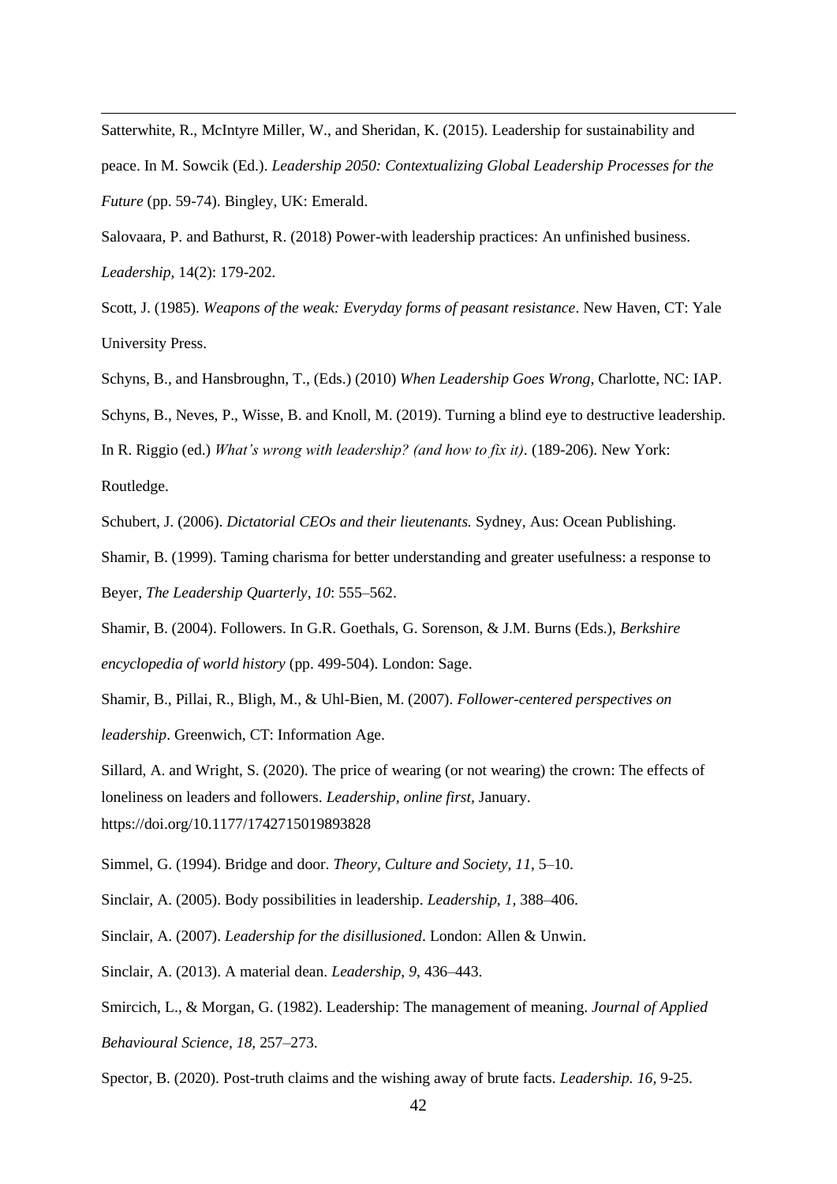Satterwhite, R., McIntyre Miller, W., and Sheridan, K. (2015). Leadership for sustainability and peace. In M. Sowcik (Ed.). *Leadership 2050: Contextualizing Global Leadership Processes for the Future* (pp. 59-74). Bingley, UK: Emerald.

Salovaara, P. and Bathurst, R. (2018) Power-with leadership practices: An unfinished business. *Leadership,* 14(2): 179-202.

Scott, J. (1985). *Weapons of the weak: Everyday forms of peasant resistance*. New Haven, CT: Yale University Press.

Schyns, B., and Hansbroughn, T., (Eds.) (2010) *When Leadership Goes Wrong*, Charlotte, NC: IAP.

Schyns, B., Neves, P., Wisse, B. and Knoll, M. (2019). Turning a blind eye to destructive leadership. In R. Riggio (ed.) *What's wrong with leadership? (and how to fix it)*. (189-206). New York: Routledge.

Schubert, J. (2006). *Dictatorial CEOs and their lieutenants.* Sydney, Aus: Ocean Publishing.

Shamir, B. (1999). Taming charisma for better understanding and greater usefulness: a response to Beyer, *The Leadership Quarterly*, *10*: 555–562.

Shamir, B. (2004). Followers. In G.R. Goethals, G. Sorenson, & J.M. Burns (Eds.), *Berkshire encyclopedia of world history* (pp. 499-504). London: Sage.

Shamir, B., Pillai, R., Bligh, M., & Uhl-Bien, M. (2007). *Follower-centered perspectives on leadership*. Greenwich, CT: Information Age.

Sillard, A. and Wright, S. (2020). The price of wearing (or not wearing) the crown: The effects of loneliness on leaders and followers. *Leadership, online first,* January. https://doi.org/10.1177/1742715019893828

Simmel, G. (1994). Bridge and door. *Theory, Culture and Society, 11*, 5–10.

Sinclair, A. (2005). Body possibilities in leadership. *Leadership*, *1*, 388–406.

Sinclair, A. (2007). *Leadership for the disillusioned*. London: Allen & Unwin.

Sinclair, A. (2013). A material dean. *Leadership*, *9*, 436–443.

Smircich, L., & Morgan, G. (1982). Leadership: The management of meaning. *Journal of Applied Behavioural Science*, *18*, 257–273.

Spector, B. (2020). Post-truth claims and the wishing away of brute facts. *Leadership. 16,* 9-25.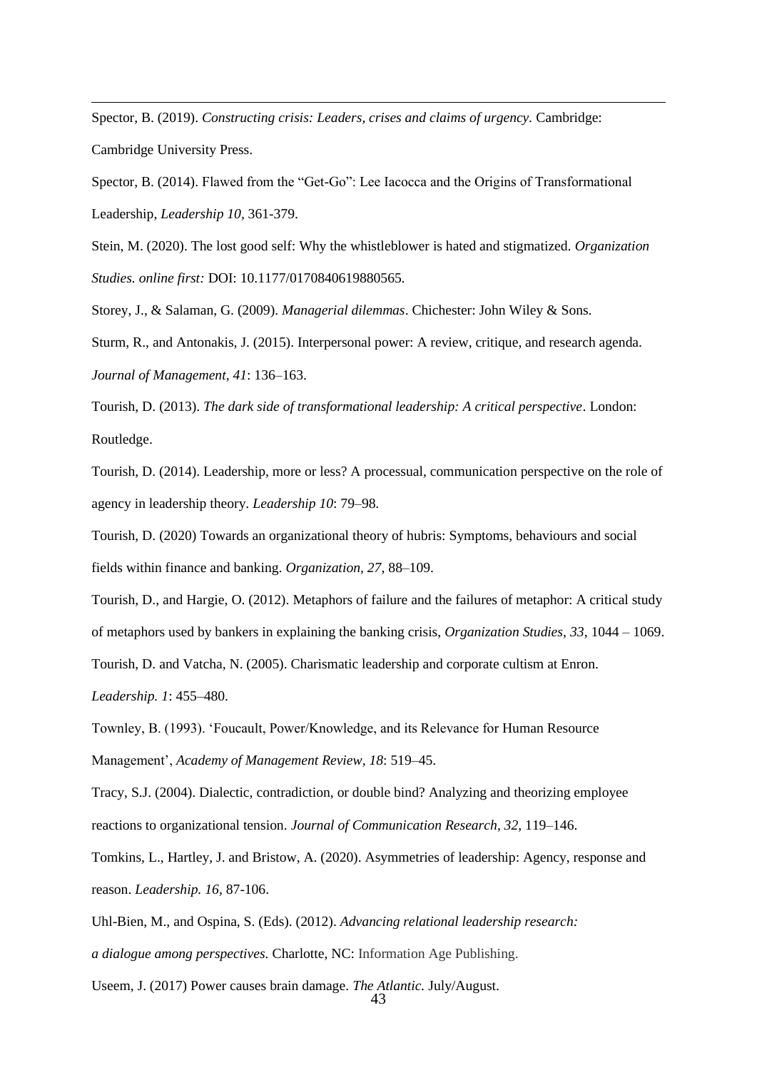Spector, B. (2019). *Constructing crisis: Leaders, crises and claims of urgency*. Cambridge: Cambridge University Press.

Spector, B. (2014). Flawed from the "Get-Go": Lee Iacocca and the Origins of Transformational Leadership, *Leadership 10,* 361-379.

Stein, M. (2020). The lost good self: Why the whistleblower is hated and stigmatized. *Organization Studies. online first:* DOI: 10.1177/0170840619880565.

Storey, J., & Salaman, G. (2009). *Managerial dilemmas*. Chichester: John Wiley & Sons.

Sturm, R., and Antonakis, J. (2015). Interpersonal power: A review, critique, and research agenda. *Journal of Management, 41*: 136–163.

Tourish, D. (2013). *The dark side of transformational leadership: A critical perspective*. London: Routledge.

Tourish, D. (2014). Leadership, more or less? A processual, communication perspective on the role of agency in leadership theory. *Leadership 10*: 79–98.

Tourish, D. (2020) Towards an organizational theory of hubris: Symptoms, behaviours and social fields within finance and banking. *Organization, 27,* 88–109.

Tourish, D., and Hargie, O. (2012). Metaphors of failure and the failures of metaphor: A critical study of metaphors used by bankers in explaining the banking crisis, *Organization Studies*, *33*, 1044 – 1069.

Tourish, D. and Vatcha, N. (2005). Charismatic leadership and corporate cultism at Enron. *Leadership. 1*: 455–480.

Townley, B. (1993). 'Foucault, Power/Knowledge, and its Relevance for Human Resource Management', *Academy of Management Review, 18*: 519–45.

Tracy, S.J. (2004). Dialectic, contradiction, or double bind? Analyzing and theorizing employee reactions to organizational tension. *Journal of Communication Research*, *32*, 119–146.

Tomkins, L., Hartley, J. and Bristow, A. (2020). Asymmetries of leadership: Agency, response and reason. *Leadership. 16,* 87-106.

Uhl-Bien, M., and Ospina, S. (Eds). (2012). *Advancing relational leadership research: a dialogue among perspectives.* Charlotte, NC: Information Age Publishing.

Useem, J. (2017) Power causes brain damage. *The Atlantic.* July/August.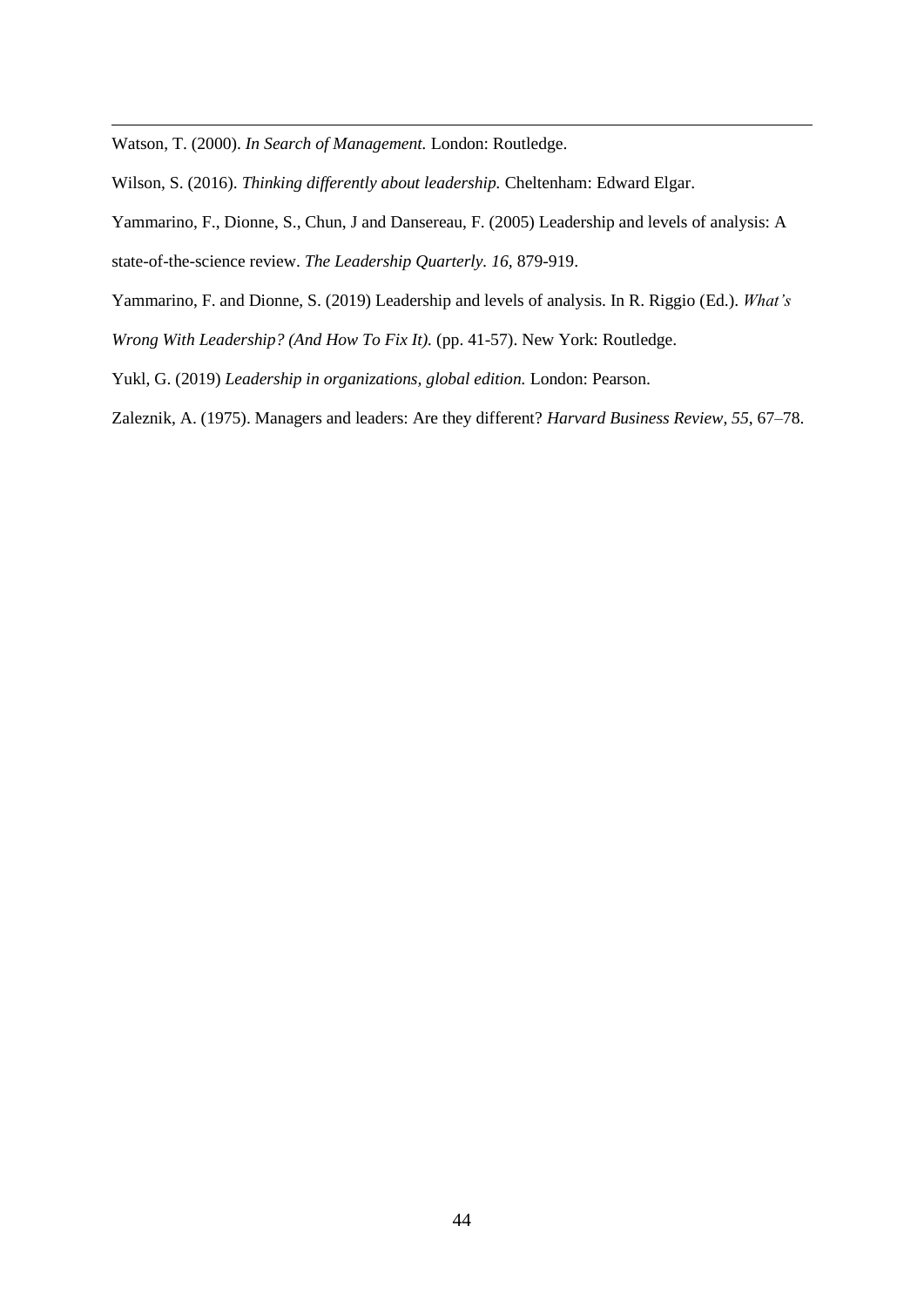Watson, T. (2000). *In Search of Management.* London: Routledge.

Wilson, S. (2016). *Thinking differently about leadership.* Cheltenham: Edward Elgar.

Yammarino, F., Dionne, S., Chun, J and Dansereau, F. (2005) Leadership and levels of analysis: A state-of-the-science review. *The Leadership Quarterly. 16,* 879-919.

Yammarino, F. and Dionne, S. (2019) Leadership and levels of analysis. In R. Riggio (Ed.). *What's Wrong With Leadership? (And How To Fix It).* (pp. 41-57). New York: Routledge.

Yukl, G. (2019) *Leadership in organizations, global edition.* London: Pearson.

Zaleznik, A. (1975). Managers and leaders: Are they different? *Harvard Business Review, 55*, 67–78.